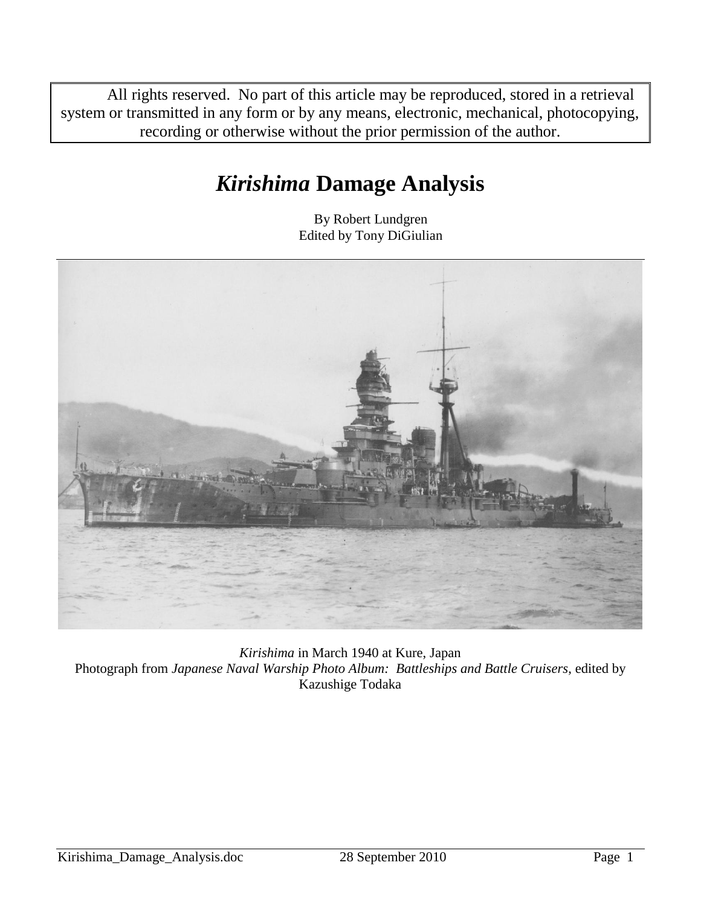All rights reserved. No part of this article may be reproduced, stored in a retrieval system or transmitted in any form or by any means, electronic, mechanical, photocopying, recording or otherwise without the prior permission of the author.

# *Kirishima* Damage Analysis

By Robert Lundgren
Edited by Tony DiGiulian

*Kirishima* in March 1940 at Kure, Japan
Photograph from *Japanese Naval Warship Photo Album: Battleships and Battle Cruisers*, edited by Kazushige Todaka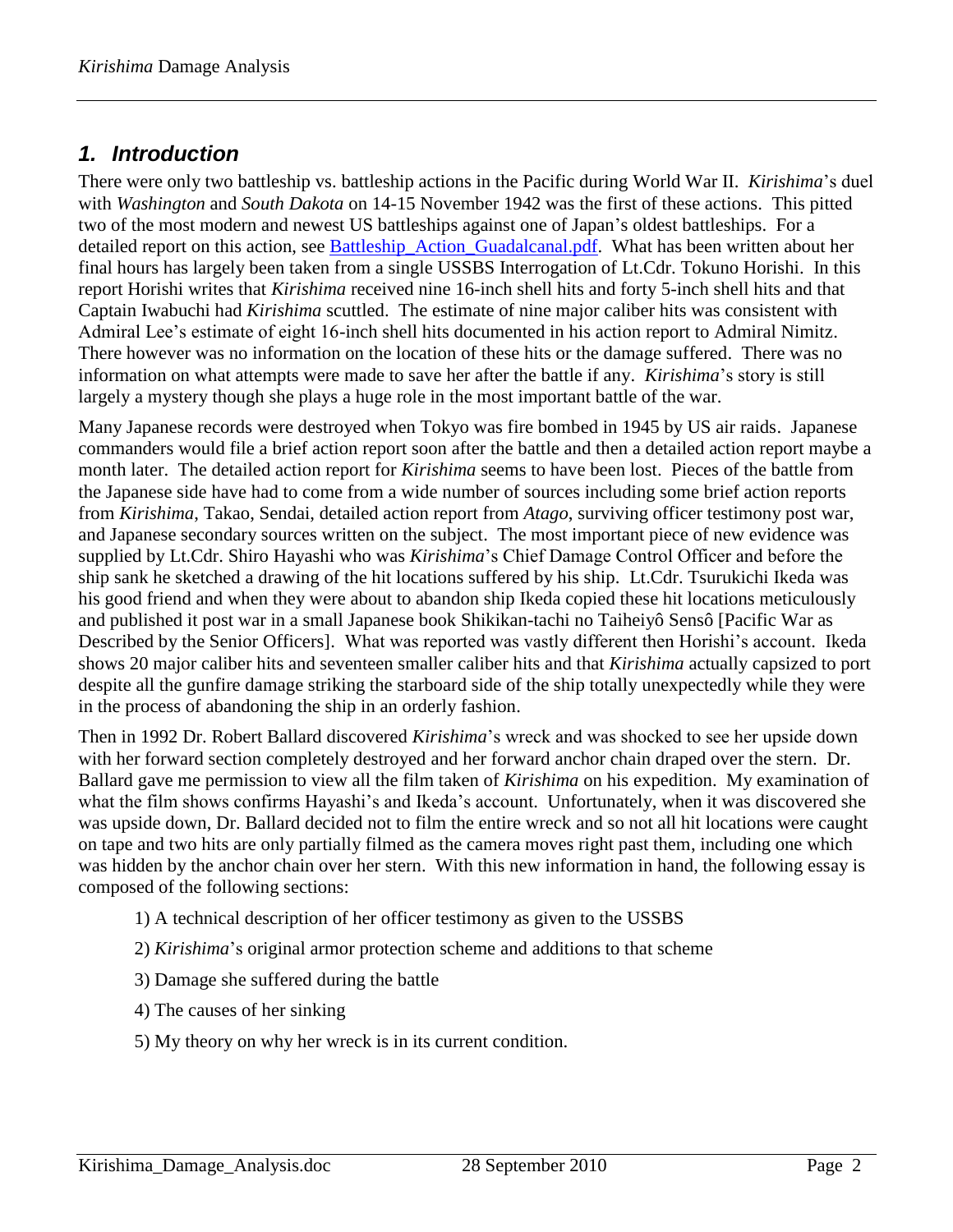## *1. Introduction*

There were only two battleship vs. battleship actions in the Pacific during World War II. *Kirishima*'s duel with *Washington* and *South Dakota* on 14-15 November 1942 was the first of these actions. This pitted two of the most modern and newest US battleships against one of Japan's oldest battleships. For a detailed report on this action, see Battleship_Action_Guadalcanal.pdf. What has been written about her final hours has largely been taken from a single USSBS Interrogation of Lt.Cdr. Tokuno Horishi. In this report Horishi writes that *Kirishima* received nine 16-inch shell hits and forty 5-inch shell hits and that Captain Iwabuchi had *Kirishima* scuttled. The estimate of nine major caliber hits was consistent with Admiral Lee's estimate of eight 16-inch shell hits documented in his action report to Admiral Nimitz. There however was no information on the location of these hits or the damage suffered. There was no information on what attempts were made to save her after the battle if any. *Kirishima*'s story is still largely a mystery though she plays a huge role in the most important battle of the war.

Many Japanese records were destroyed when Tokyo was fire bombed in 1945 by US air raids. Japanese commanders would file a brief action report soon after the battle and then a detailed action report maybe a month later. The detailed action report for *Kirishima* seems to have been lost. Pieces of the battle from the Japanese side have had to come from a wide number of sources including some brief action reports from *Kirishima*, Takao, Sendai, detailed action report from *Atago*, surviving officer testimony post war, and Japanese secondary sources written on the subject. The most important piece of new evidence was supplied by Lt.Cdr. Shiro Hayashi who was *Kirishima*'s Chief Damage Control Officer and before the ship sank he sketched a drawing of the hit locations suffered by his ship. Lt.Cdr. Tsurukichi Ikeda was his good friend and when they were about to abandon ship Ikeda copied these hit locations meticulously and published it post war in a small Japanese book Shikikan-tachi no Taiheiyô Sensô [Pacific War as Described by the Senior Officers]. What was reported was vastly different then Horishi's account. Ikeda shows 20 major caliber hits and seventeen smaller caliber hits and that *Kirishima* actually capsized to port despite all the gunfire damage striking the starboard side of the ship totally unexpectedly while they were in the process of abandoning the ship in an orderly fashion.

Then in 1992 Dr. Robert Ballard discovered *Kirishima*'s wreck and was shocked to see her upside down with her forward section completely destroyed and her forward anchor chain draped over the stern. Dr. Ballard gave me permission to view all the film taken of *Kirishima* on his expedition. My examination of what the film shows confirms Hayashi's and Ikeda's account. Unfortunately, when it was discovered she was upside down, Dr. Ballard decided not to film the entire wreck and so not all hit locations were caught on tape and two hits are only partially filmed as the camera moves right past them, including one which was hidden by the anchor chain over her stern. With this new information in hand, the following essay is composed of the following sections:

1) A technical description of her officer testimony as given to the USSBS

2) *Kirishima*'s original armor protection scheme and additions to that scheme

3) Damage she suffered during the battle

4) The causes of her sinking

5) My theory on why her wreck is in its current condition.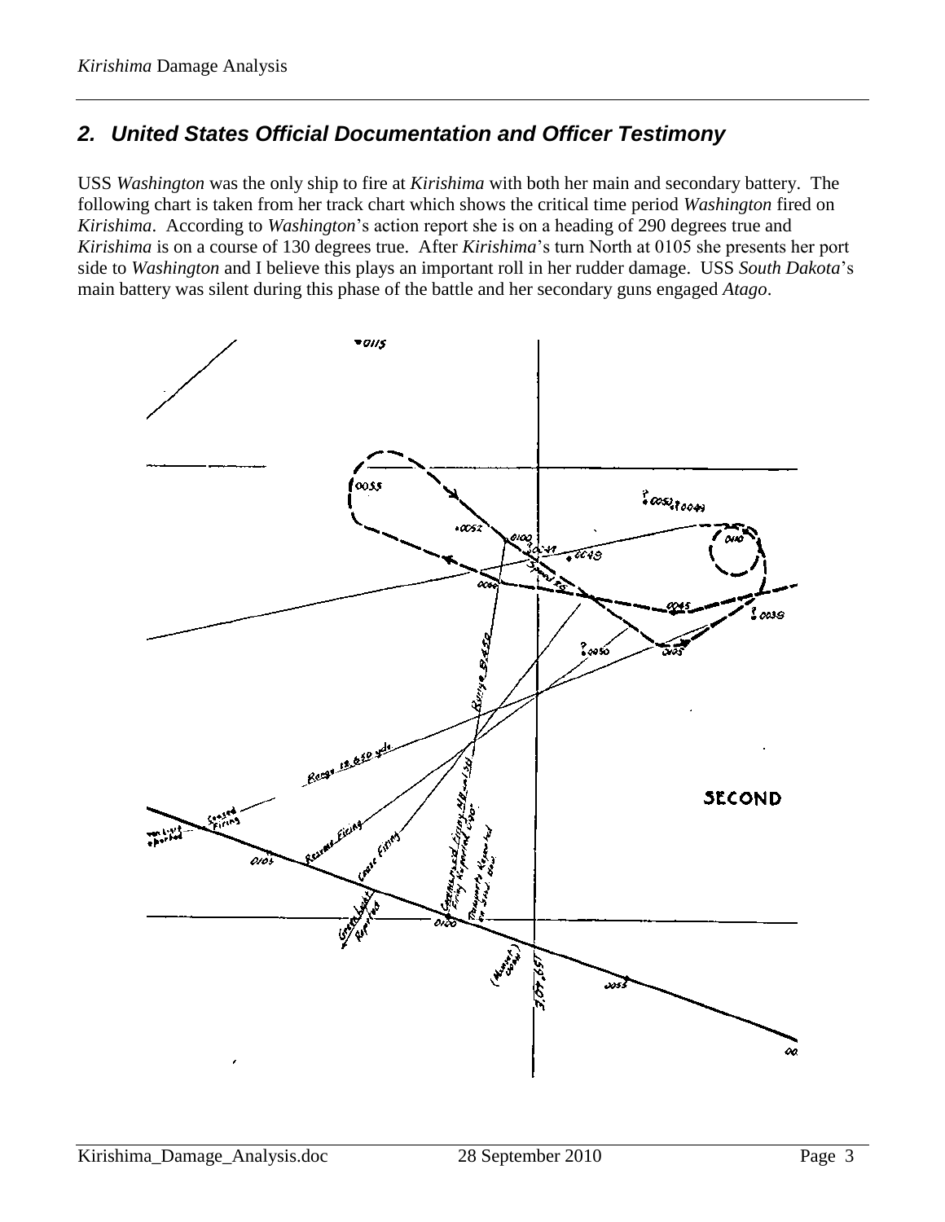## 2. United States Official Documentation and Officer Testimony

USS *Washington* was the only ship to fire at *Kirishima* with both her main and secondary battery. The following chart is taken from her track chart which shows the critical time period *Washington* fired on *Kirishima*. According to *Washington*'s action report she is on a heading of 290 degrees true and *Kirishima* is on a course of 130 degrees true. After *Kirishima*'s turn North at 0105 she presents her port side to *Washington* and I believe this plays an important roll in her rudder damage. USS *South Dakota*'s main battery was silent during this phase of the battle and her secondary guns engaged *Atago*.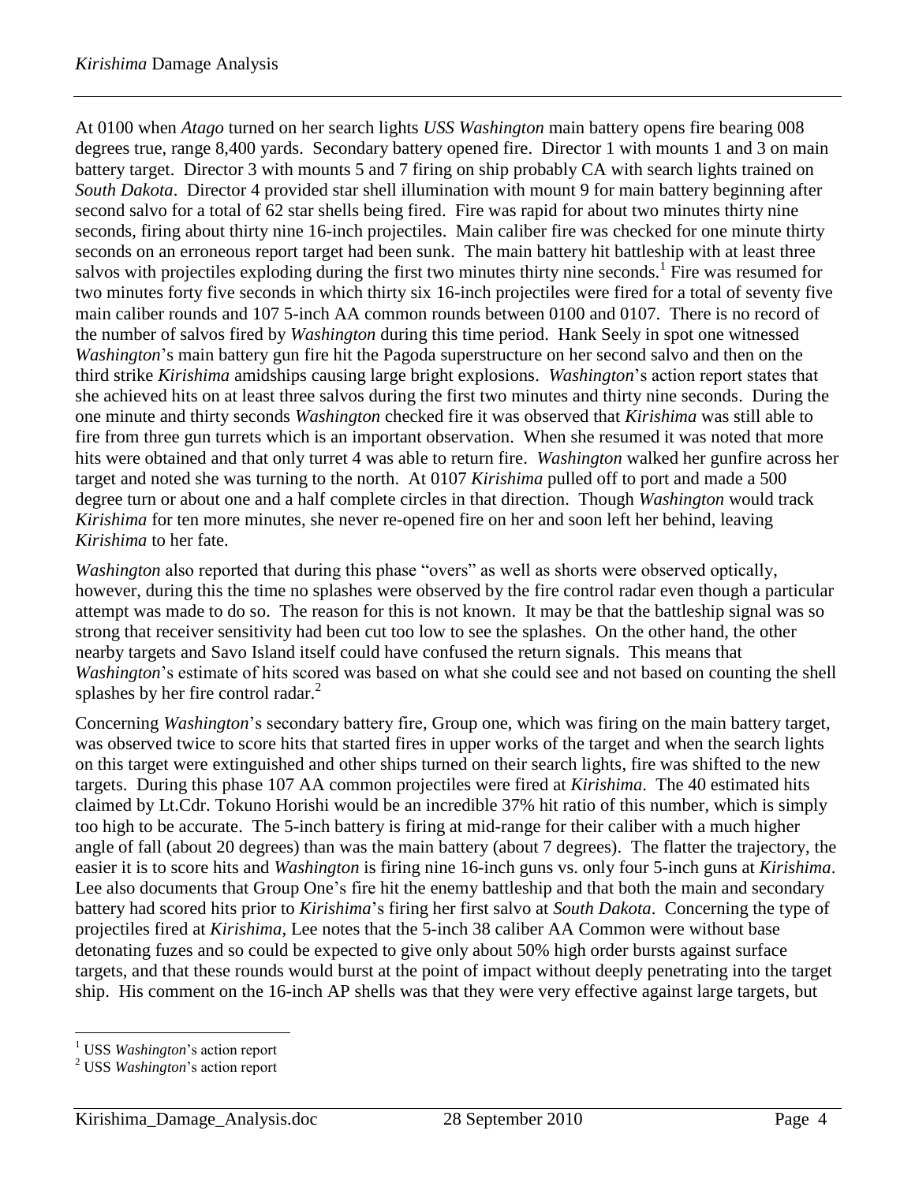At 0100 when *Atago* turned on her search lights *USS Washington* main battery opens fire bearing 008 degrees true, range 8,400 yards. Secondary battery opened fire. Director 1 with mounts 1 and 3 on main battery target. Director 3 with mounts 5 and 7 firing on ship probably CA with search lights trained on *South Dakota*. Director 4 provided star shell illumination with mount 9 for main battery beginning after second salvo for a total of 62 star shells being fired. Fire was rapid for about two minutes thirty nine seconds, firing about thirty nine 16-inch projectiles. Main caliber fire was checked for one minute thirty seconds on an erroneous report target had been sunk. The main battery hit battleship with at least three salvos with projectiles exploding during the first two minutes thirty nine seconds.[1] Fire was resumed for two minutes forty five seconds in which thirty six 16-inch projectiles were fired for a total of seventy five main caliber rounds and 107 5-inch AA common rounds between 0100 and 0107. There is no record of the number of salvos fired by *Washington* during this time period. Hank Seely in spot one witnessed *Washington*'s main battery gun fire hit the Pagoda superstructure on her second salvo and then on the third strike *Kirishima* amidships causing large bright explosions. *Washington*'s action report states that she achieved hits on at least three salvos during the first two minutes and thirty nine seconds. During the one minute and thirty seconds *Washington* checked fire it was observed that *Kirishima* was still able to fire from three gun turrets which is an important observation. When she resumed it was noted that more hits were obtained and that only turret 4 was able to return fire. *Washington* walked her gunfire across her target and noted she was turning to the north. At 0107 *Kirishima* pulled off to port and made a 500 degree turn or about one and a half complete circles in that direction. Though *Washington* would track *Kirishima* for ten more minutes, she never re-opened fire on her and soon left her behind, leaving *Kirishima* to her fate.

*Washington* also reported that during this phase "overs" as well as shorts were observed optically, however, during this the time no splashes were observed by the fire control radar even though a particular attempt was made to do so. The reason for this is not known. It may be that the battleship signal was so strong that receiver sensitivity had been cut too low to see the splashes. On the other hand, the other nearby targets and Savo Island itself could have confused the return signals. This means that *Washington*'s estimate of hits scored was based on what she could see and not based on counting the shell splashes by her fire control radar.[2]

Concerning *Washington*'s secondary battery fire, Group one, which was firing on the main battery target, was observed twice to score hits that started fires in upper works of the target and when the search lights on this target were extinguished and other ships turned on their search lights, fire was shifted to the new targets. During this phase 107 AA common projectiles were fired at *Kirishima*. The 40 estimated hits claimed by Lt.Cdr. Tokuno Horishi would be an incredible 37% hit ratio of this number, which is simply too high to be accurate. The 5-inch battery is firing at mid-range for their caliber with a much higher angle of fall (about 20 degrees) than was the main battery (about 7 degrees). The flatter the trajectory, the easier it is to score hits and *Washington* is firing nine 16-inch guns vs. only four 5-inch guns at *Kirishima*. Lee also documents that Group One's fire hit the enemy battleship and that both the main and secondary battery had scored hits prior to *Kirishima*'s firing her first salvo at *South Dakota*. Concerning the type of projectiles fired at *Kirishima*, Lee notes that the 5-inch 38 caliber AA Common were without base detonating fuzes and so could be expected to give only about 50% high order bursts against surface targets, and that these rounds would burst at the point of impact without deeply penetrating into the target ship. His comment on the 16-inch AP shells was that they were very effective against large targets, but

---

[1] USS *Washington*'s action report

[2] USS *Washington*'s action report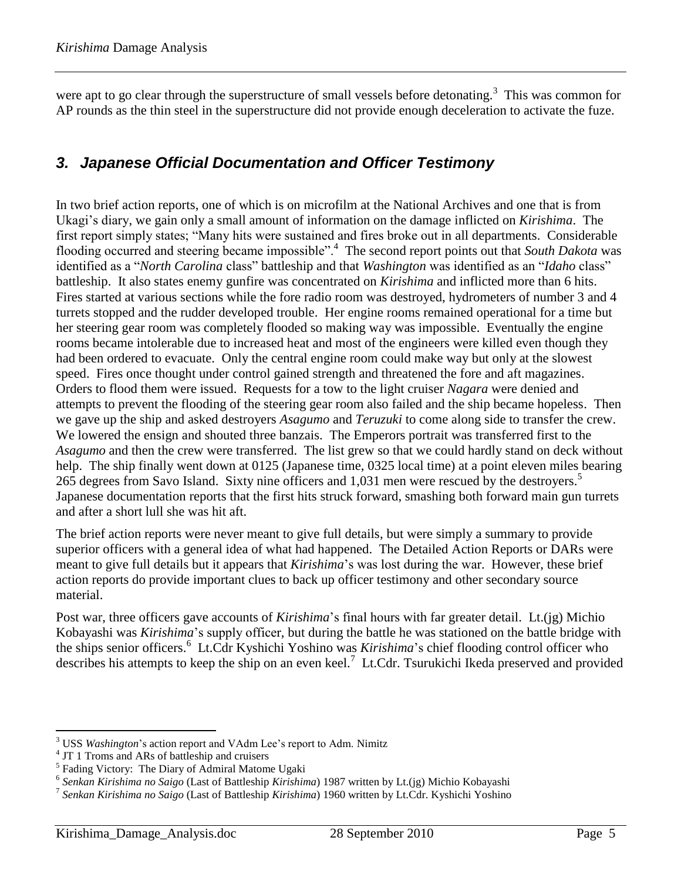were apt to go clear through the superstructure of small vessels before detonating.[3] This was common for AP rounds as the thin steel in the superstructure did not provide enough deceleration to activate the fuze.

## *3. Japanese Official Documentation and Officer Testimony*

In two brief action reports, one of which is on microfilm at the National Archives and one that is from Ukagi's diary, we gain only a small amount of information on the damage inflicted on *Kirishima*. The first report simply states; "Many hits were sustained and fires broke out in all departments. Considerable flooding occurred and steering became impossible".[4] The second report points out that *South Dakota* was identified as a "*North Carolina* class" battleship and that *Washington* was identified as an "*Idaho* class" battleship. It also states enemy gunfire was concentrated on *Kirishima* and inflicted more than 6 hits. Fires started at various sections while the fore radio room was destroyed, hydrometers of number 3 and 4 turrets stopped and the rudder developed trouble. Her engine rooms remained operational for a time but her steering gear room was completely flooded so making way was impossible. Eventually the engine rooms became intolerable due to increased heat and most of the engineers were killed even though they had been ordered to evacuate. Only the central engine room could make way but only at the slowest speed. Fires once thought under control gained strength and threatened the fore and aft magazines. Orders to flood them were issued. Requests for a tow to the light cruiser *Nagara* were denied and attempts to prevent the flooding of the steering gear room also failed and the ship became hopeless. Then we gave up the ship and asked destroyers *Asagumo* and *Teruzuki* to come along side to transfer the crew. We lowered the ensign and shouted three banzais. The Emperors portrait was transferred first to the *Asagumo* and then the crew were transferred. The list grew so that we could hardly stand on deck without help. The ship finally went down at 0125 (Japanese time, 0325 local time) at a point eleven miles bearing 265 degrees from Savo Island. Sixty nine officers and 1,031 men were rescued by the destroyers.[5] Japanese documentation reports that the first hits struck forward, smashing both forward main gun turrets and after a short lull she was hit aft.

The brief action reports were never meant to give full details, but were simply a summary to provide superior officers with a general idea of what had happened. The Detailed Action Reports or DARs were meant to give full details but it appears that *Kirishima*'s was lost during the war. However, these brief action reports do provide important clues to back up officer testimony and other secondary source material.

Post war, three officers gave accounts of *Kirishima*'s final hours with far greater detail. Lt.(jg) Michio Kobayashi was *Kirishima*'s supply officer, but during the battle he was stationed on the battle bridge with the ships senior officers.[6] Lt.Cdr Kyshichi Yoshino was *Kirishima*'s chief flooding control officer who describes his attempts to keep the ship on an even keel.[7] Lt.Cdr. Tsurukichi Ikeda preserved and provided

---

[3] USS *Washington*'s action report and VAdm Lee's report to Adm. Nimitz

[4] JT 1 Troms and ARs of battleship and cruisers

[5] Fading Victory: The Diary of Admiral Matome Ugaki

[6] *Senkan Kirishima no Saigo* (Last of Battleship *Kirishima*) 1987 written by Lt.(jg) Michio Kobayashi

[7] *Senkan Kirishima no Saigo* (Last of Battleship *Kirishima*) 1960 written by Lt.Cdr. Kyshichi Yoshino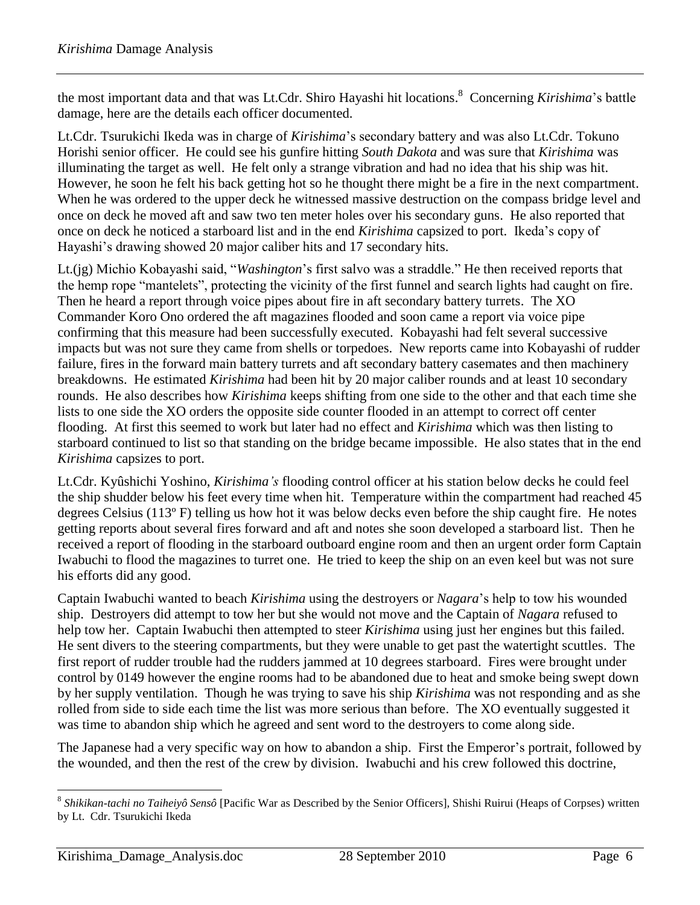the most important data and that was Lt.Cdr. Shiro Hayashi hit locations.[8] Concerning *Kirishima*'s battle damage, here are the details each officer documented.

Lt.Cdr. Tsurukichi Ikeda was in charge of *Kirishima*'s secondary battery and was also Lt.Cdr. Tokuno Horishi senior officer. He could see his gunfire hitting *South Dakota* and was sure that *Kirishima* was illuminating the target as well. He felt only a strange vibration and had no idea that his ship was hit. However, he soon he felt his back getting hot so he thought there might be a fire in the next compartment. When he was ordered to the upper deck he witnessed massive destruction on the compass bridge level and once on deck he moved aft and saw two ten meter holes over his secondary guns. He also reported that once on deck he noticed a starboard list and in the end *Kirishima* capsized to port. Ikeda's copy of Hayashi's drawing showed 20 major caliber hits and 17 secondary hits.

Lt.(jg) Michio Kobayashi said, "*Washington*'s first salvo was a straddle." He then received reports that the hemp rope "mantelets", protecting the vicinity of the first funnel and search lights had caught on fire. Then he heard a report through voice pipes about fire in aft secondary battery turrets. The XO Commander Koro Ono ordered the aft magazines flooded and soon came a report via voice pipe confirming that this measure had been successfully executed. Kobayashi had felt several successive impacts but was not sure they came from shells or torpedoes. New reports came into Kobayashi of rudder failure, fires in the forward main battery turrets and aft secondary battery casemates and then machinery breakdowns. He estimated *Kirishima* had been hit by 20 major caliber rounds and at least 10 secondary rounds. He also describes how *Kirishima* keeps shifting from one side to the other and that each time she lists to one side the XO orders the opposite side counter flooded in an attempt to correct off center flooding. At first this seemed to work but later had no effect and *Kirishima* which was then listing to starboard continued to list so that standing on the bridge became impossible. He also states that in the end *Kirishima* capsizes to port.

Lt.Cdr. Kyûshichi Yoshino, *Kirishima's* flooding control officer at his station below decks he could feel the ship shudder below his feet every time when hit. Temperature within the compartment had reached 45 degrees Celsius (113º F) telling us how hot it was below decks even before the ship caught fire. He notes getting reports about several fires forward and aft and notes she soon developed a starboard list. Then he received a report of flooding in the starboard outboard engine room and then an urgent order form Captain Iwabuchi to flood the magazines to turret one. He tried to keep the ship on an even keel but was not sure his efforts did any good.

Captain Iwabuchi wanted to beach *Kirishima* using the destroyers or *Nagara*'s help to tow his wounded ship. Destroyers did attempt to tow her but she would not move and the Captain of *Nagara* refused to help tow her. Captain Iwabuchi then attempted to steer *Kirishima* using just her engines but this failed. He sent divers to the steering compartments, but they were unable to get past the watertight scuttles. The first report of rudder trouble had the rudders jammed at 10 degrees starboard. Fires were brought under control by 0149 however the engine rooms had to be abandoned due to heat and smoke being swept down by her supply ventilation. Though he was trying to save his ship *Kirishima* was not responding and as she rolled from side to side each time the list was more serious than before. The XO eventually suggested it was time to abandon ship which he agreed and sent word to the destroyers to come along side.

The Japanese had a very specific way on how to abandon a ship. First the Emperor's portrait, followed by the wounded, and then the rest of the crew by division. Iwabuchi and his crew followed this doctrine,

---

[8] *Shikikan-tachi no Taiheiyô Sensô* [Pacific War as Described by the Senior Officers], Shishi Ruirui (Heaps of Corpses) written by Lt. Cdr. Tsurukichi Ikeda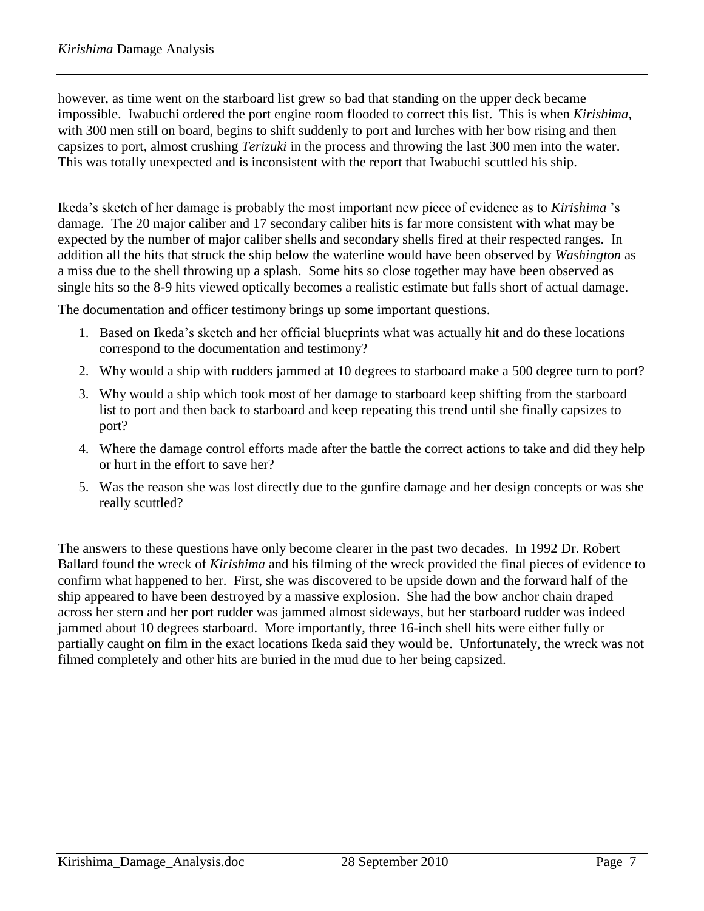however, as time went on the starboard list grew so bad that standing on the upper deck became impossible. Iwabuchi ordered the port engine room flooded to correct this list. This is when *Kirishima*, with 300 men still on board, begins to shift suddenly to port and lurches with her bow rising and then capsizes to port, almost crushing *Terizuki* in the process and throwing the last 300 men into the water. This was totally unexpected and is inconsistent with the report that Iwabuchi scuttled his ship.

Ikeda's sketch of her damage is probably the most important new piece of evidence as to *Kirishima* 's damage. The 20 major caliber and 17 secondary caliber hits is far more consistent with what may be expected by the number of major caliber shells and secondary shells fired at their respected ranges. In addition all the hits that struck the ship below the waterline would have been observed by *Washington* as a miss due to the shell throwing up a splash. Some hits so close together may have been observed as single hits so the 8-9 hits viewed optically becomes a realistic estimate but falls short of actual damage.

The documentation and officer testimony brings up some important questions.

1. Based on Ikeda's sketch and her official blueprints what was actually hit and do these locations correspond to the documentation and testimony?
2. Why would a ship with rudders jammed at 10 degrees to starboard make a 500 degree turn to port?
3. Why would a ship which took most of her damage to starboard keep shifting from the starboard list to port and then back to starboard and keep repeating this trend until she finally capsizes to port?
4. Where the damage control efforts made after the battle the correct actions to take and did they help or hurt in the effort to save her?
5. Was the reason she was lost directly due to the gunfire damage and her design concepts or was she really scuttled?

The answers to these questions have only become clearer in the past two decades. In 1992 Dr. Robert Ballard found the wreck of *Kirishima* and his filming of the wreck provided the final pieces of evidence to confirm what happened to her. First, she was discovered to be upside down and the forward half of the ship appeared to have been destroyed by a massive explosion. She had the bow anchor chain draped across her stern and her port rudder was jammed almost sideways, but her starboard rudder was indeed jammed about 10 degrees starboard. More importantly, three 16-inch shell hits were either fully or partially caught on film in the exact locations Ikeda said they would be. Unfortunately, the wreck was not filmed completely and other hits are buried in the mud due to her being capsized.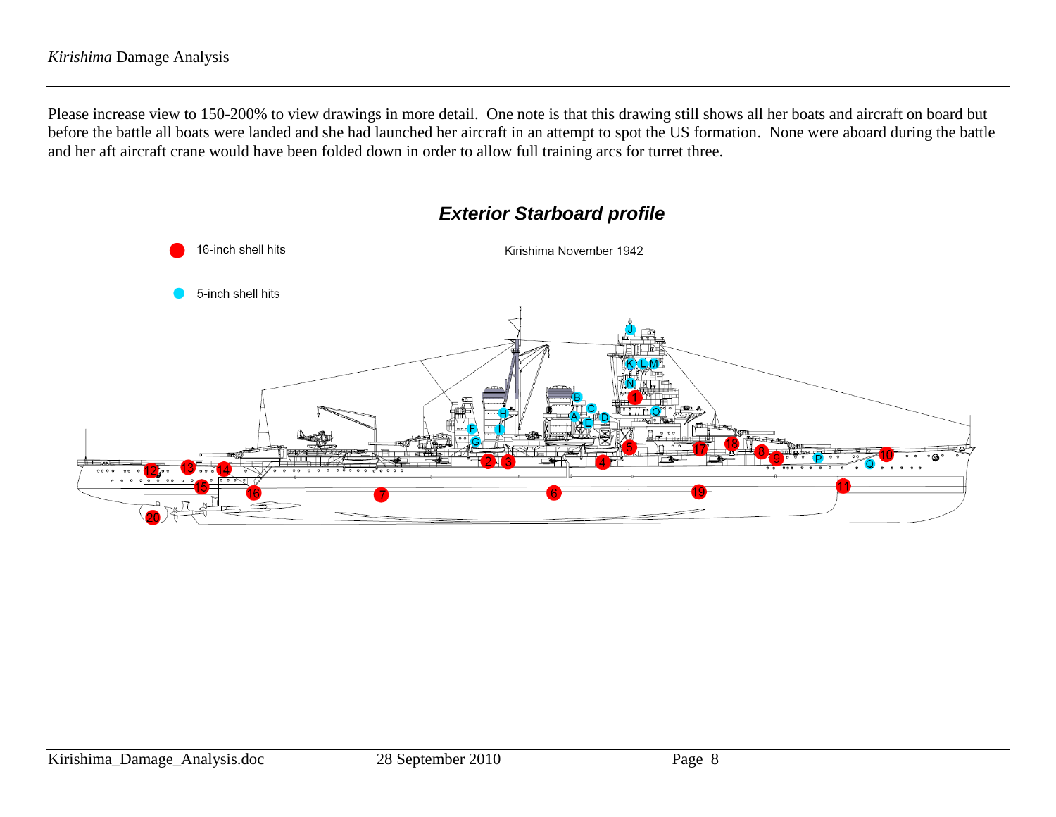Please increase view to 150-200% to view drawings in more detail. One note is that this drawing still shows all her boats and aircraft on board but before the battle all boats were landed and she had launched her aircraft in an attempt to spot the US formation. None were aboard during the battle and her aft aircraft crane would have been folded down in order to allow full training arcs for turret three.

## *Exterior Starboard profile*

16-inch shell hits

5-inch shell hits

Kirishima November 1942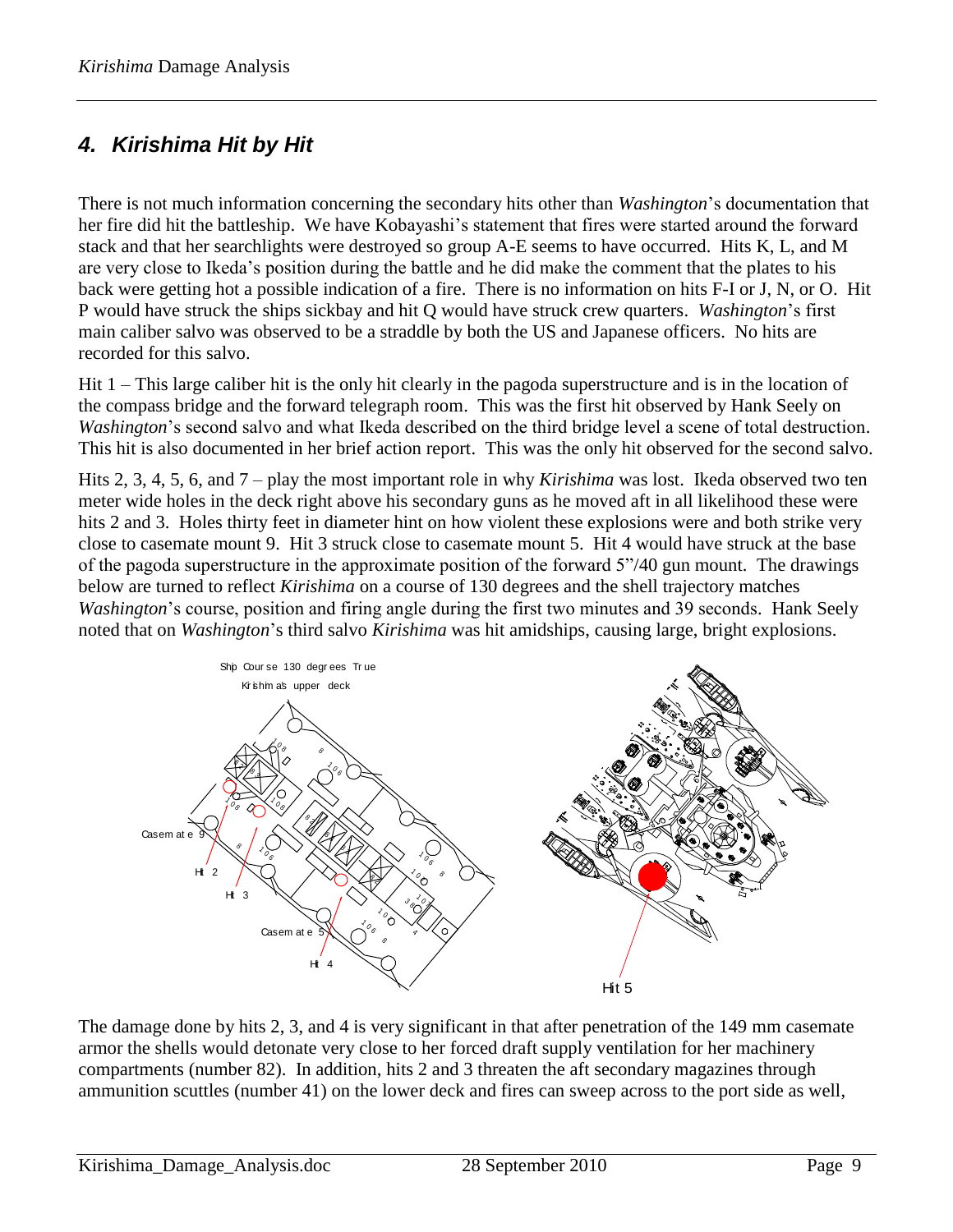## *4. Kirishima Hit by Hit*

There is not much information concerning the secondary hits other than *Washington*'s documentation that her fire did hit the battleship. We have Kobayashi's statement that fires were started around the forward stack and that her searchlights were destroyed so group A-E seems to have occurred. Hits K, L, and M are very close to Ikeda's position during the battle and he did make the comment that the plates to his back were getting hot a possible indication of a fire. There is no information on hits F-I or J, N, or O. Hit P would have struck the ships sickbay and hit Q would have struck crew quarters. *Washington*'s first main caliber salvo was observed to be a straddle by both the US and Japanese officers. No hits are recorded for this salvo.

Hit 1 – This large caliber hit is the only hit clearly in the pagoda superstructure and is in the location of the compass bridge and the forward telegraph room. This was the first hit observed by Hank Seely on *Washington*'s second salvo and what Ikeda described on the third bridge level a scene of total destruction. This hit is also documented in her brief action report. This was the only hit observed for the second salvo.

Hits 2, 3, 4, 5, 6, and 7 – play the most important role in why *Kirishima* was lost. Ikeda observed two ten meter wide holes in the deck right above his secondary guns as he moved aft in all likelihood these were hits 2 and 3. Holes thirty feet in diameter hint on how violent these explosions were and both strike very close to casemate mount 9. Hit 3 struck close to casemate mount 5. Hit 4 would have struck at the base of the pagoda superstructure in the approximate position of the forward 5"/40 gun mount. The drawings below are turned to reflect *Kirishima* on a course of 130 degrees and the shell trajectory matches *Washington*'s course, position and firing angle during the first two minutes and 39 seconds. Hank Seely noted that on *Washington*'s third salvo *Kirishima* was hit amidships, causing large, bright explosions.

Ship Course 130 degrees True

Kirishima's upper deck

Casemate 9 — Hit 2 — Hit 3 — Casemate 5 — Hit 4 — Hit 5

The damage done by hits 2, 3, and 4 is very significant in that after penetration of the 149 mm casemate armor the shells would detonate very close to her forced draft supply ventilation for her machinery compartments (number 82). In addition, hits 2 and 3 threaten the aft secondary magazines through ammunition scuttles (number 41) on the lower deck and fires can sweep across to the port side as well,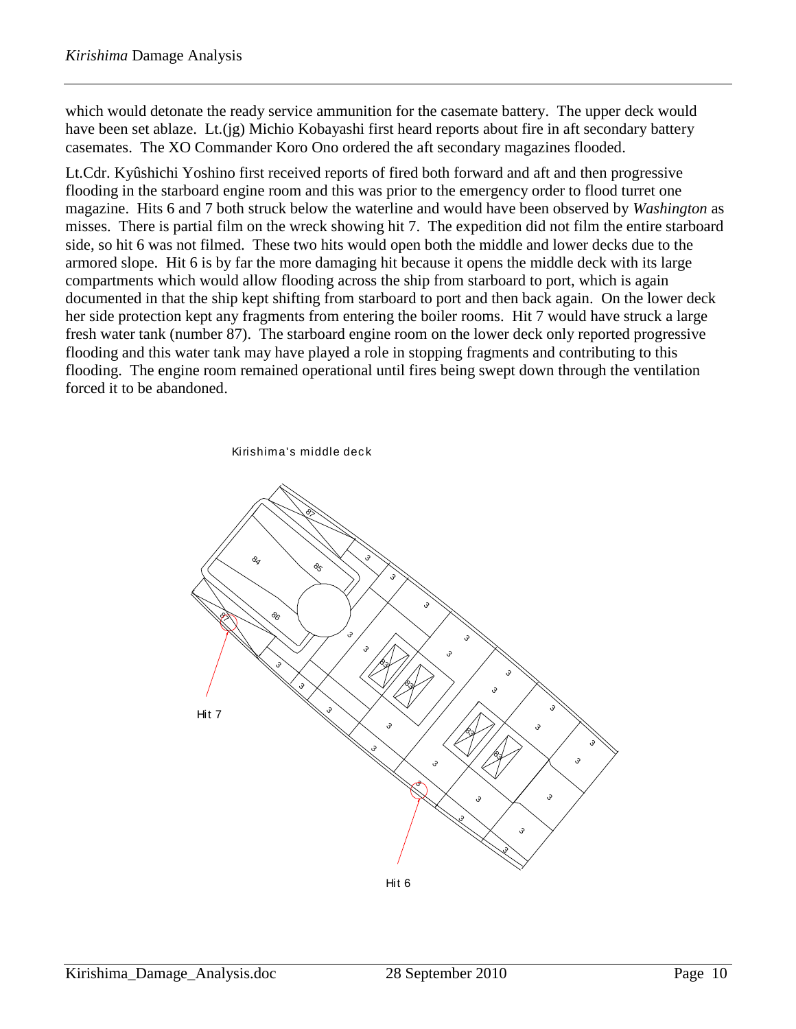which would detonate the ready service ammunition for the casemate battery. The upper deck would have been set ablaze. Lt.(jg) Michio Kobayashi first heard reports about fire in aft secondary battery casemates. The XO Commander Koro Ono ordered the aft secondary magazines flooded.

Lt.Cdr. Kyûshichi Yoshino first received reports of fired both forward and aft and then progressive flooding in the starboard engine room and this was prior to the emergency order to flood turret one magazine. Hits 6 and 7 both struck below the waterline and would have been observed by *Washington* as misses. There is partial film on the wreck showing hit 7. The expedition did not film the entire starboard side, so hit 6 was not filmed. These two hits would open both the middle and lower decks due to the armored slope. Hit 6 is by far the more damaging hit because it opens the middle deck with its large compartments which would allow flooding across the ship from starboard to port, which is again documented in that the ship kept shifting from starboard to port and then back again. On the lower deck her side protection kept any fragments from entering the boiler rooms. Hit 7 would have struck a large fresh water tank (number 87). The starboard engine room on the lower deck only reported progressive flooding and this water tank may have played a role in stopping fragments and contributing to this flooding. The engine room remained operational until fires being swept down through the ventilation forced it to be abandoned.

Kirishima's middle deck

Hit 7

Hit 6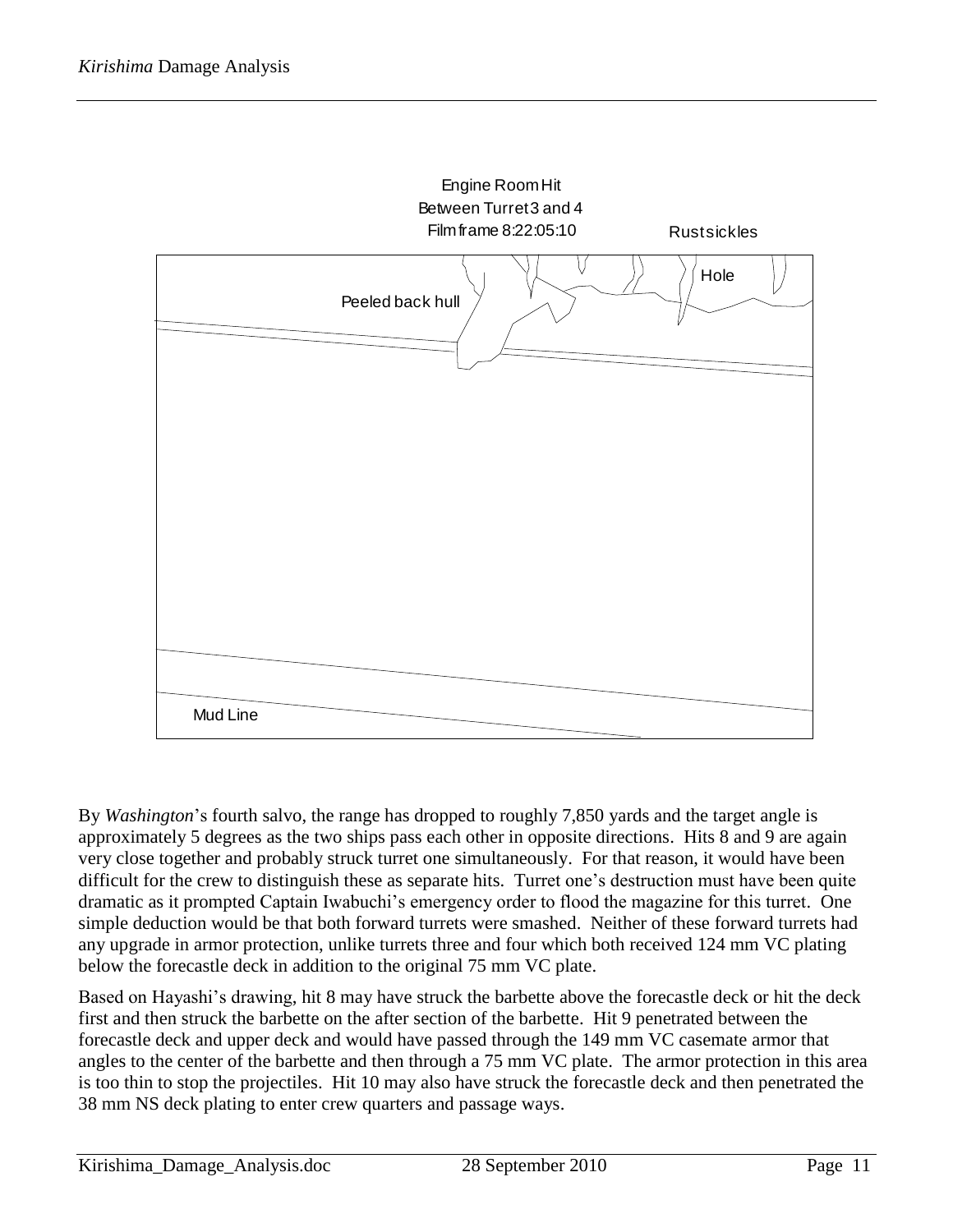Engine Room Hit
Between Turret 3 and 4
Film frame 8:22:05:10

Rustsickles

Hole

Peeled back hull

Mud Line

By *Washington*'s fourth salvo, the range has dropped to roughly 7,850 yards and the target angle is approximately 5 degrees as the two ships pass each other in opposite directions. Hits 8 and 9 are again very close together and probably struck turret one simultaneously. For that reason, it would have been difficult for the crew to distinguish these as separate hits. Turret one's destruction must have been quite dramatic as it prompted Captain Iwabuchi's emergency order to flood the magazine for this turret. One simple deduction would be that both forward turrets were smashed. Neither of these forward turrets had any upgrade in armor protection, unlike turrets three and four which both received 124 mm VC plating below the forecastle deck in addition to the original 75 mm VC plate.

Based on Hayashi's drawing, hit 8 may have struck the barbette above the forecastle deck or hit the deck first and then struck the barbette on the after section of the barbette. Hit 9 penetrated between the forecastle deck and upper deck and would have passed through the 149 mm VC casemate armor that angles to the center of the barbette and then through a 75 mm VC plate. The armor protection in this area is too thin to stop the projectiles. Hit 10 may also have struck the forecastle deck and then penetrated the 38 mm NS deck plating to enter crew quarters and passage ways.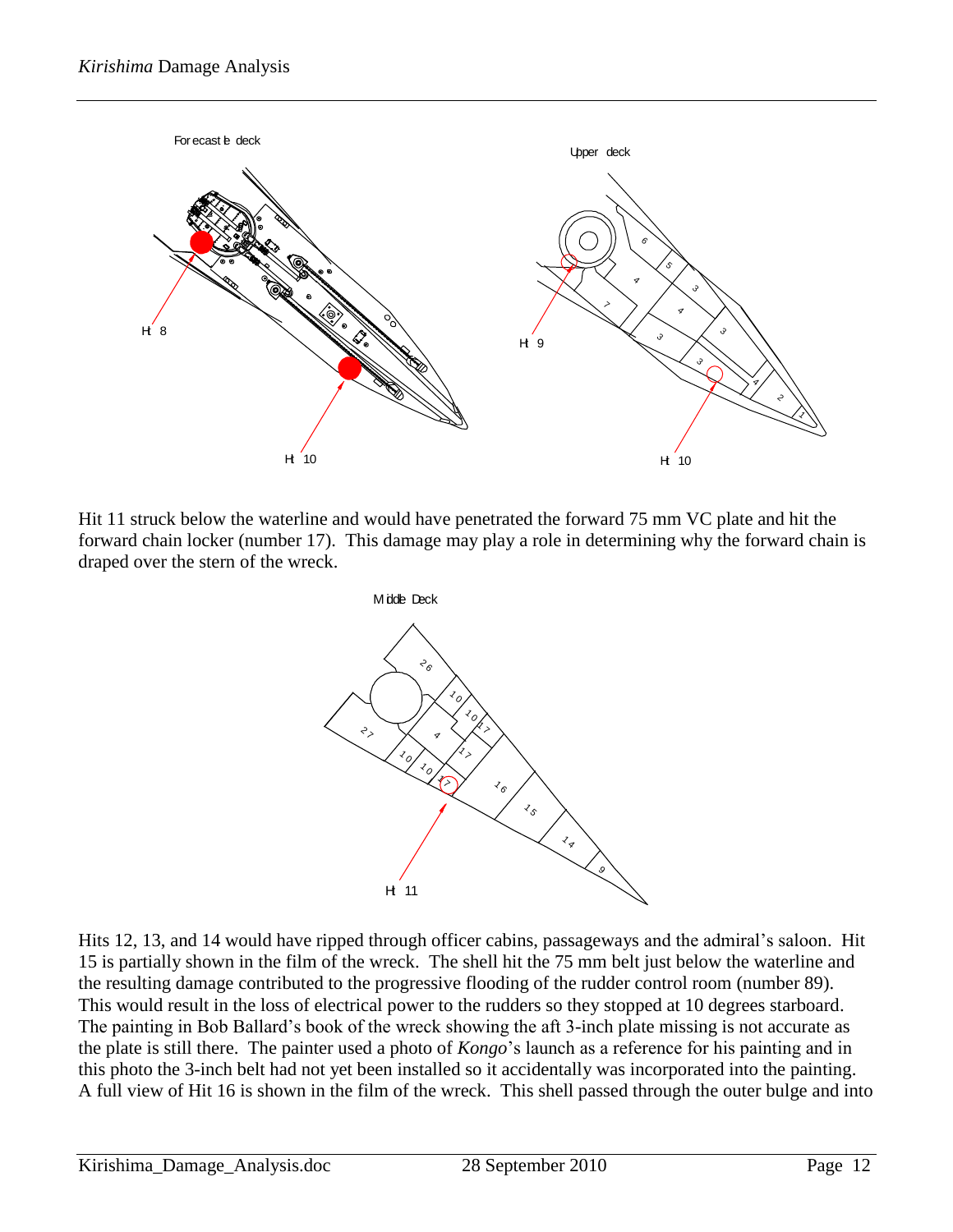Hit 11 struck below the waterline and would have penetrated the forward 75 mm VC plate and hit the forward chain locker (number 17). This damage may play a role in determining why the forward chain is draped over the stern of the wreck.

Hits 12, 13, and 14 would have ripped through officer cabins, passageways and the admiral's saloon. Hit 15 is partially shown in the film of the wreck. The shell hit the 75 mm belt just below the waterline and the resulting damage contributed to the progressive flooding of the rudder control room (number 89). This would result in the loss of electrical power to the rudders so they stopped at 10 degrees starboard. The painting in Bob Ballard's book of the wreck showing the aft 3-inch plate missing is not accurate as the plate is still there. The painter used a photo of *Kongo*'s launch as a reference for his painting and in this photo the 3-inch belt had not yet been installed so it accidentally was incorporated into the painting. A full view of Hit 16 is shown in the film of the wreck. This shell passed through the outer bulge and into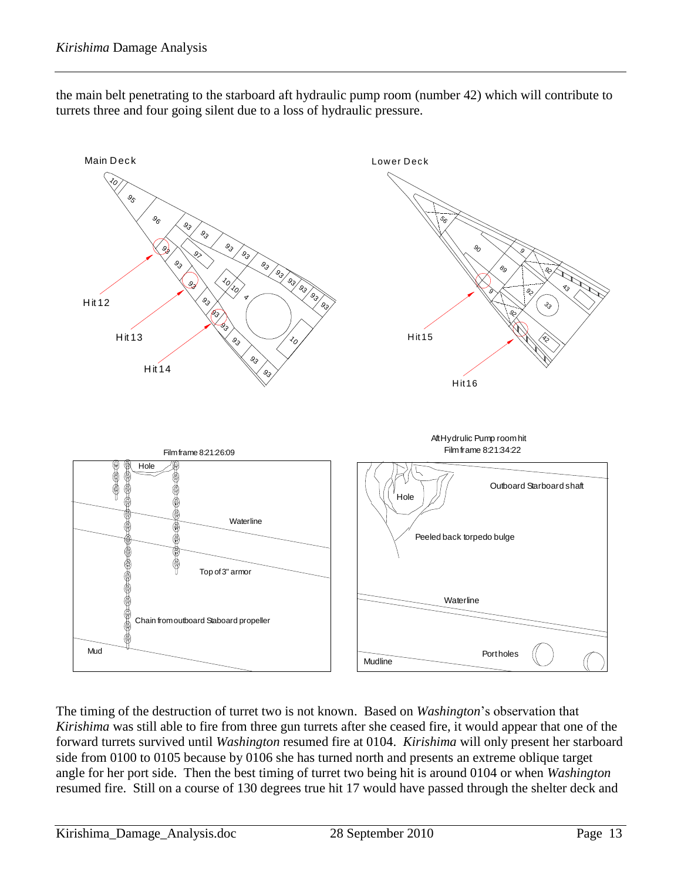the main belt penetrating to the starboard aft hydraulic pump room (number 42) which will contribute to turrets three and four going silent due to a loss of hydraulic pressure.

Main Deck

Hit 12

Hit 13

Hit 14

Lower Deck

Hit 15

Hit 16

Film frame 8:21:26:09

Hole

Waterline

Top of 3" armor

Chain from outboard Staboard propeller

Mud

Aft Hydrulic Pump room hit
Film frame 8:21:34:22

Hole

Outboard Starboard shaft

Peeled back torpedo bulge

Waterline

Portholes

Mudline

The timing of the destruction of turret two is not known. Based on *Washington*'s observation that *Kirishima* was still able to fire from three gun turrets after she ceased fire, it would appear that one of the forward turrets survived until *Washington* resumed fire at 0104. *Kirishima* will only present her starboard side from 0100 to 0105 because by 0106 she has turned north and presents an extreme oblique target angle for her port side. Then the best timing of turret two being hit is around 0104 or when *Washington* resumed fire. Still on a course of 130 degrees true hit 17 would have passed through the shelter deck and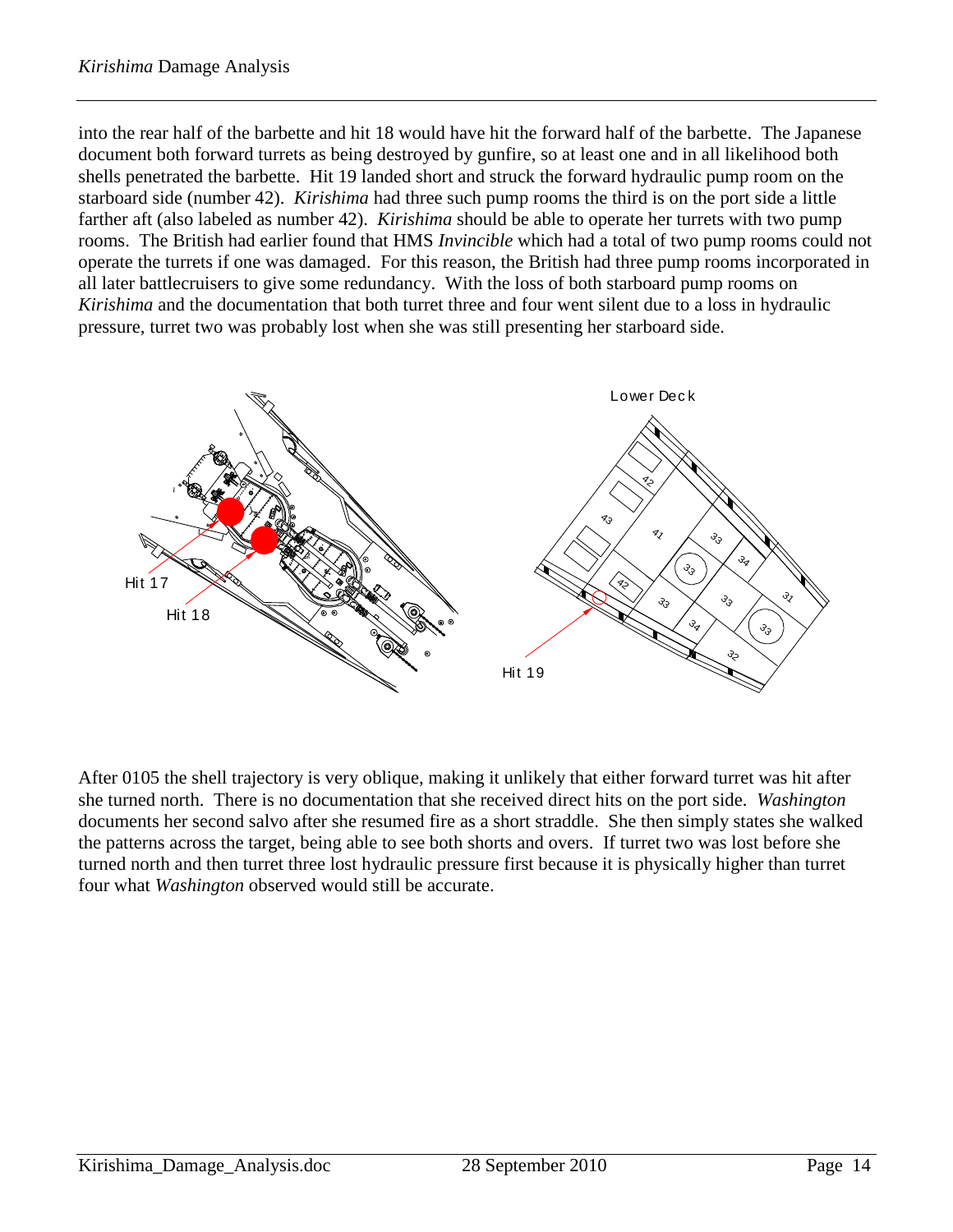into the rear half of the barbette and hit 18 would have hit the forward half of the barbette. The Japanese document both forward turrets as being destroyed by gunfire, so at least one and in all likelihood both shells penetrated the barbette. Hit 19 landed short and struck the forward hydraulic pump room on the starboard side (number 42). *Kirishima* had three such pump rooms the third is on the port side a little farther aft (also labeled as number 42). *Kirishima* should be able to operate her turrets with two pump rooms. The British had earlier found that HMS *Invincible* which had a total of two pump rooms could not operate the turrets if one was damaged. For this reason, the British had three pump rooms incorporated in all later battlecruisers to give some redundancy. With the loss of both starboard pump rooms on *Kirishima* and the documentation that both turret three and four went silent due to a loss in hydraulic pressure, turret two was probably lost when she was still presenting her starboard side.

After 0105 the shell trajectory is very oblique, making it unlikely that either forward turret was hit after she turned north. There is no documentation that she received direct hits on the port side. *Washington* documents her second salvo after she resumed fire as a short straddle. She then simply states she walked the patterns across the target, being able to see both shorts and overs. If turret two was lost before she turned north and then turret three lost hydraulic pressure first because it is physically higher than turret four what *Washington* observed would still be accurate.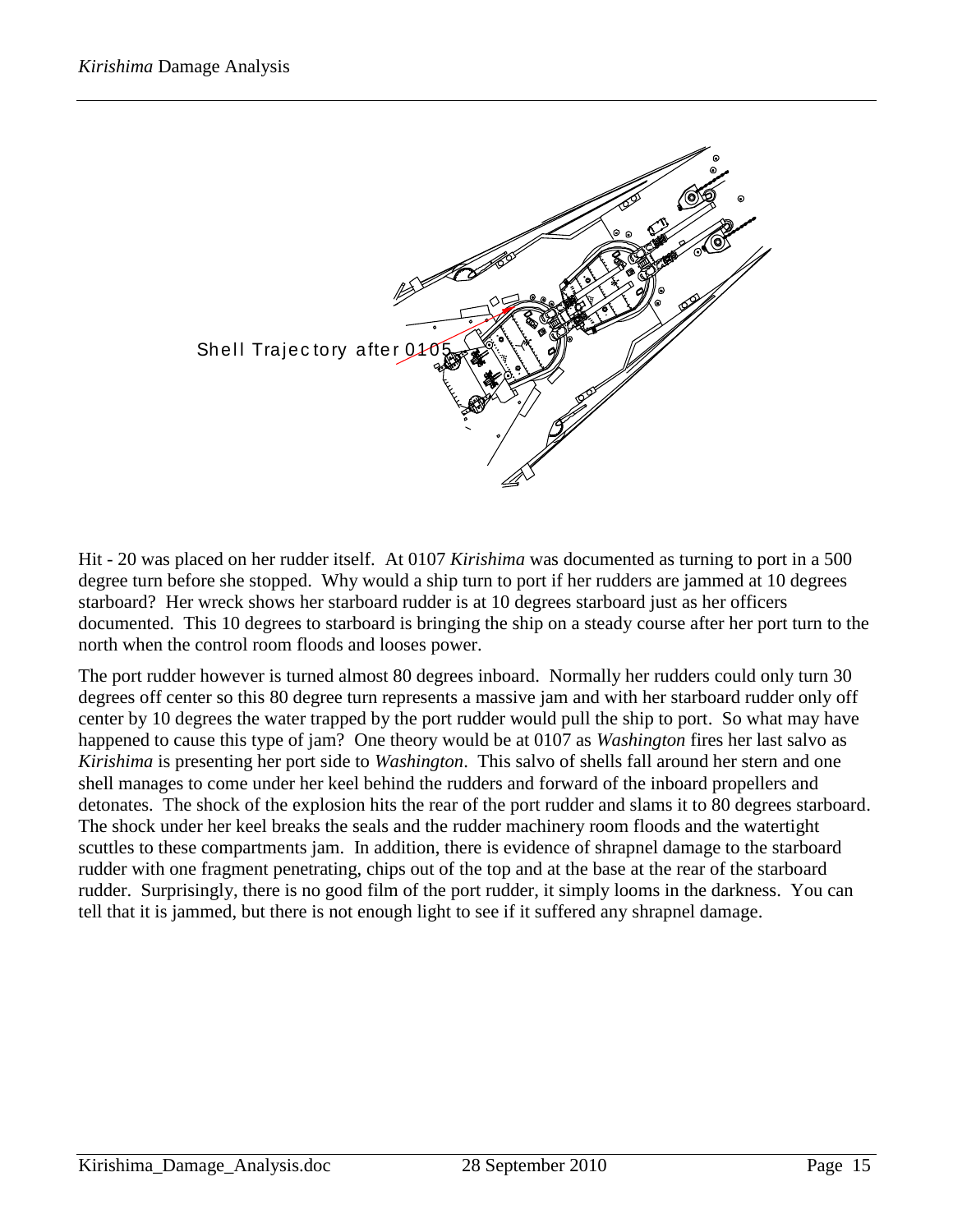Shell Trajectory after 0105

Hit - 20 was placed on her rudder itself. At 0107 *Kirishima* was documented as turning to port in a 500 degree turn before she stopped. Why would a ship turn to port if her rudders are jammed at 10 degrees starboard? Her wreck shows her starboard rudder is at 10 degrees starboard just as her officers documented. This 10 degrees to starboard is bringing the ship on a steady course after her port turn to the north when the control room floods and looses power.

The port rudder however is turned almost 80 degrees inboard. Normally her rudders could only turn 30 degrees off center so this 80 degree turn represents a massive jam and with her starboard rudder only off center by 10 degrees the water trapped by the port rudder would pull the ship to port. So what may have happened to cause this type of jam? One theory would be at 0107 as *Washington* fires her last salvo as *Kirishima* is presenting her port side to *Washington*. This salvo of shells fall around her stern and one shell manages to come under her keel behind the rudders and forward of the inboard propellers and detonates. The shock of the explosion hits the rear of the port rudder and slams it to 80 degrees starboard. The shock under her keel breaks the seals and the rudder machinery room floods and the watertight scuttles to these compartments jam. In addition, there is evidence of shrapnel damage to the starboard rudder with one fragment penetrating, chips out of the top and at the base at the rear of the starboard rudder. Surprisingly, there is no good film of the port rudder, it simply looms in the darkness. You can tell that it is jammed, but there is not enough light to see if it suffered any shrapnel damage.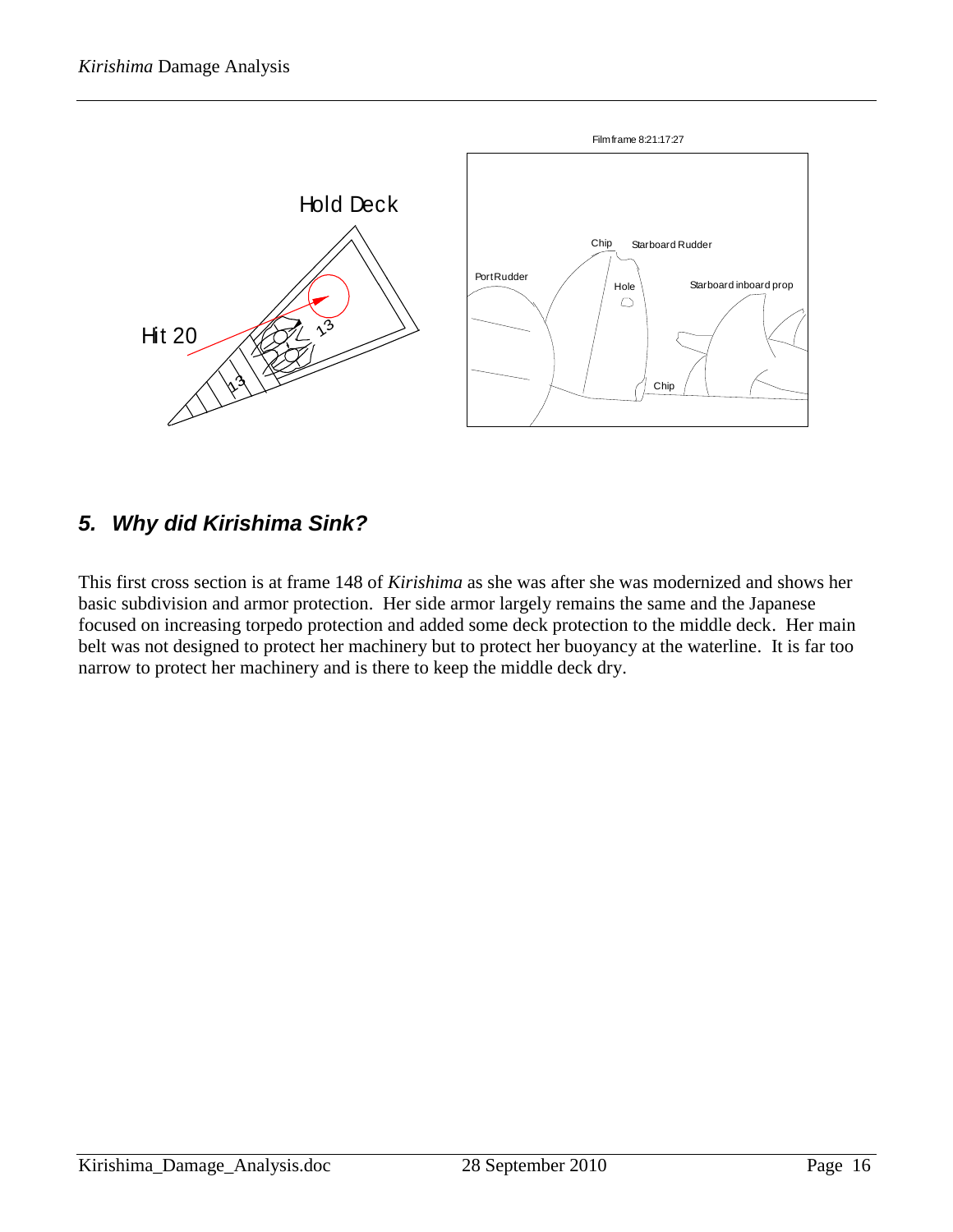Hold Deck

Hit 20

13

13

Film frame 8:21:17:27

Chip

Starboard Rudder

Port Rudder

Hole

Starboard inboard prop

Chip

## *5. Why did Kirishima Sink?*

This first cross section is at frame 148 of *Kirishima* as she was after she was modernized and shows her basic subdivision and armor protection. Her side armor largely remains the same and the Japanese focused on increasing torpedo protection and added some deck protection to the middle deck. Her main belt was not designed to protect her machinery but to protect her buoyancy at the waterline. It is far too narrow to protect her machinery and is there to keep the middle deck dry.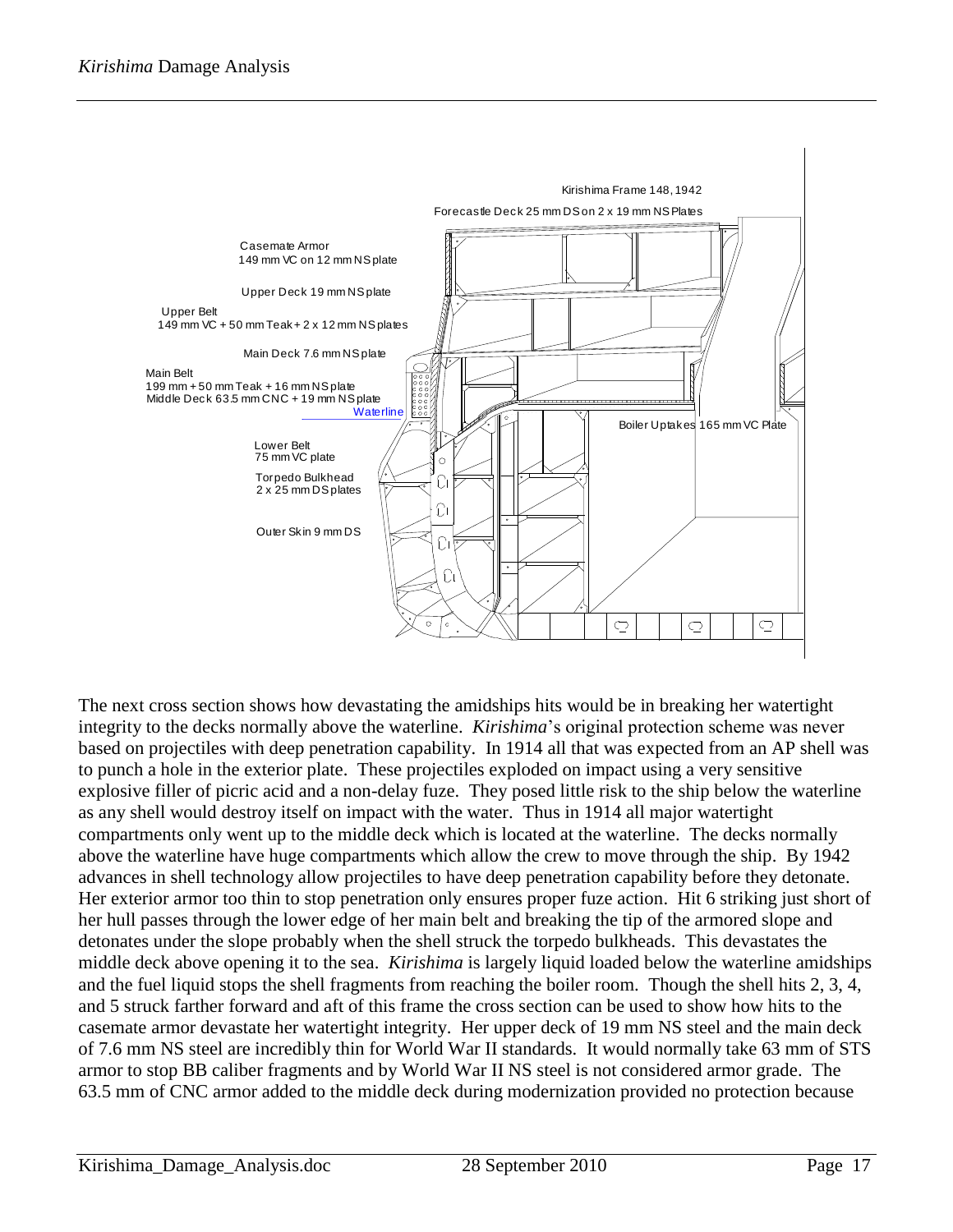Kirishima Frame 148, 1942

Forecastle Deck 25 mm DS on 2 x 19 mm NS Plates

Casemate Armor
149 mm VC on 12 mm NS plate

Upper Deck 19 mm NS plate

Upper Belt
149 mm VC + 50 mm Teak + 2 x 12 mm NS plates

Main Deck 7.6 mm NS plate

Main Belt
199 mm + 50 mm Teak + 16 mm NS plate
Middle Deck 63.5 mm CNC + 19 mm NS plate

Waterline

Boiler Uptakes 165 mm VC Plate

Lower Belt
75 mm VC plate

Torpedo Bulkhead
2 x 25 mm DS plates

Outer Skin 9 mm DS

The next cross section shows how devastating the amidships hits would be in breaking her watertight integrity to the decks normally above the waterline. *Kirishima*'s original protection scheme was never based on projectiles with deep penetration capability. In 1914 all that was expected from an AP shell was to punch a hole in the exterior plate. These projectiles exploded on impact using a very sensitive explosive filler of picric acid and a non-delay fuze. They posed little risk to the ship below the waterline as any shell would destroy itself on impact with the water. Thus in 1914 all major watertight compartments only went up to the middle deck which is located at the waterline. The decks normally above the waterline have huge compartments which allow the crew to move through the ship. By 1942 advances in shell technology allow projectiles to have deep penetration capability before they detonate. Her exterior armor too thin to stop penetration only ensures proper fuze action. Hit 6 striking just short of her hull passes through the lower edge of her main belt and breaking the tip of the armored slope and detonates under the slope probably when the shell struck the torpedo bulkheads. This devastates the middle deck above opening it to the sea. *Kirishima* is largely liquid loaded below the waterline amidships and the fuel liquid stops the shell fragments from reaching the boiler room. Though the shell hits 2, 3, 4, and 5 struck farther forward and aft of this frame the cross section can be used to show how hits to the casemate armor devastate her watertight integrity. Her upper deck of 19 mm NS steel and the main deck of 7.6 mm NS steel are incredibly thin for World War II standards. It would normally take 63 mm of STS armor to stop BB caliber fragments and by World War II NS steel is not considered armor grade. The 63.5 mm of CNC armor added to the middle deck during modernization provided no protection because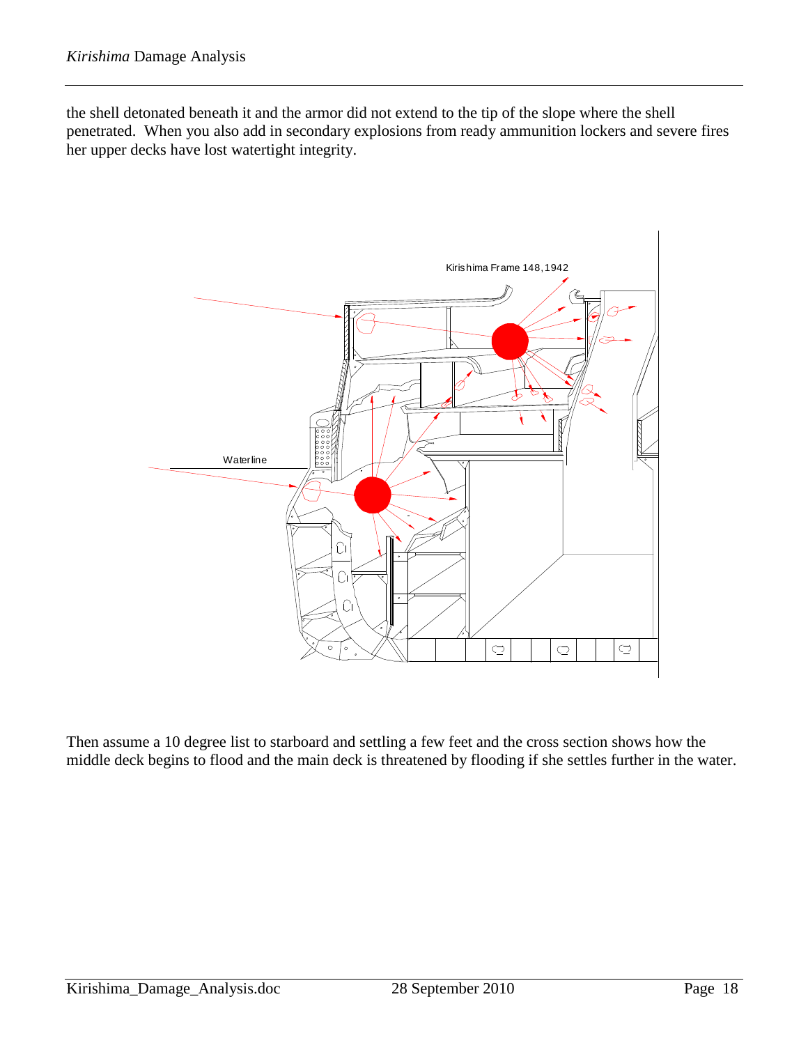the shell detonated beneath it and the armor did not extend to the tip of the slope where the shell penetrated. When you also add in secondary explosions from ready ammunition lockers and severe fires her upper decks have lost watertight integrity.

Then assume a 10 degree list to starboard and settling a few feet and the cross section shows how the middle deck begins to flood and the main deck is threatened by flooding if she settles further in the water.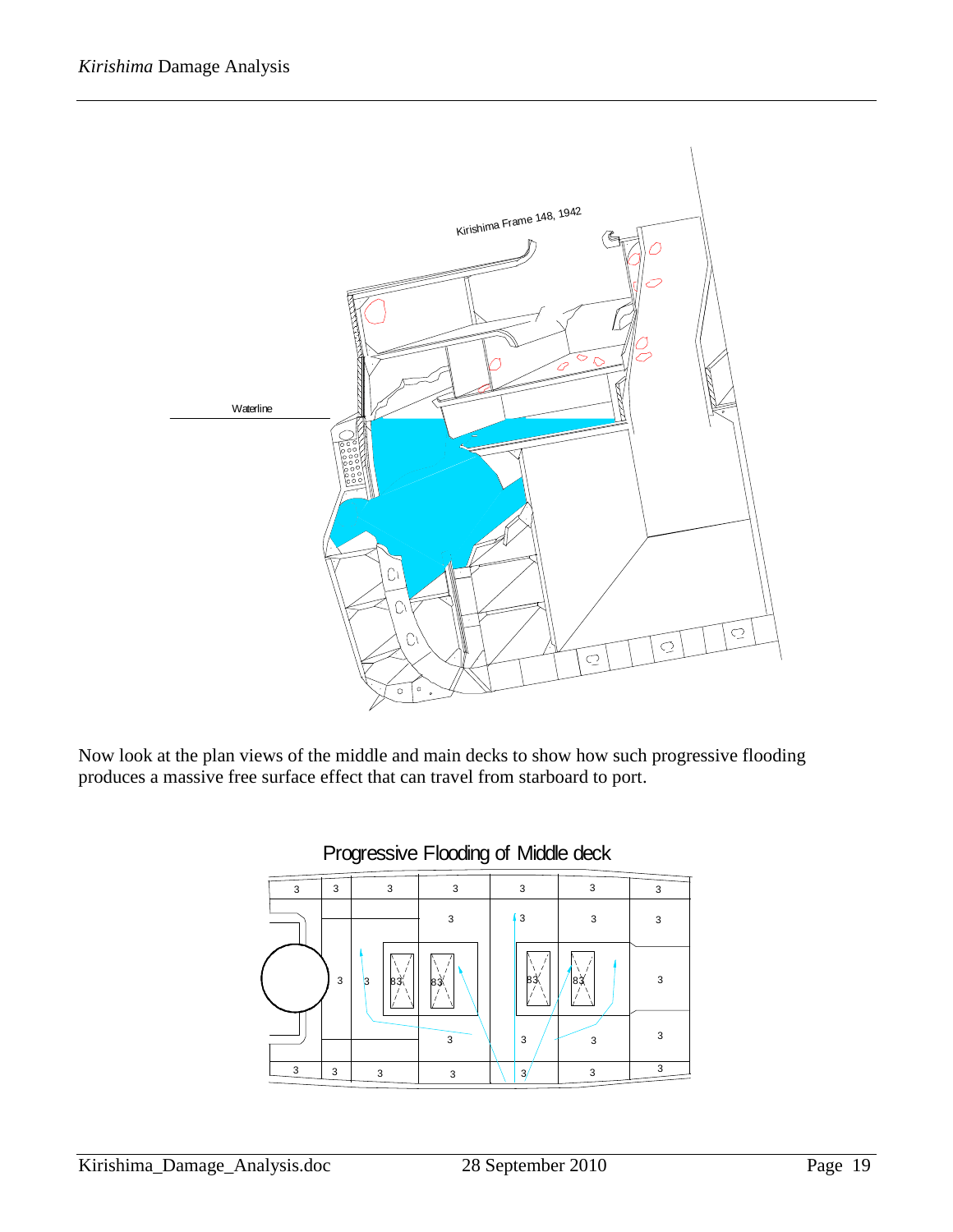Kirishima Frame 148, 1942

Waterline

Now look at the plan views of the middle and main decks to show how such progressive flooding produces a massive free surface effect that can travel from starboard to port.

Progressive Flooding of Middle deck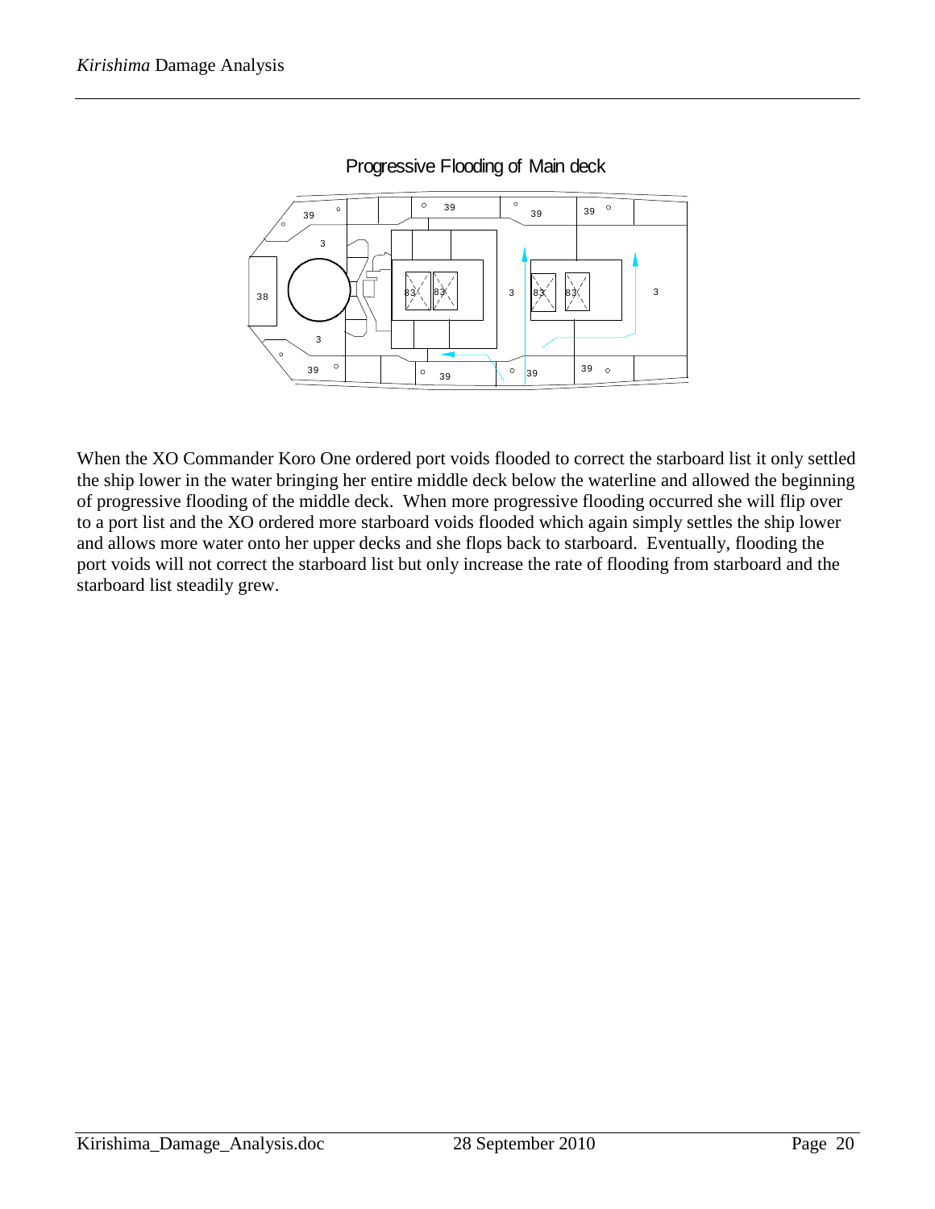Progressive Flooding of Main deck

When the XO Commander Koro One ordered port voids flooded to correct the starboard list it only settled the ship lower in the water bringing her entire middle deck below the waterline and allowed the beginning of progressive flooding of the middle deck. When more progressive flooding occurred she will flip over to a port list and the XO ordered more starboard voids flooded which again simply settles the ship lower and allows more water onto her upper decks and she flops back to starboard. Eventually, flooding the port voids will not correct the starboard list but only increase the rate of flooding from starboard and the starboard list steadily grew.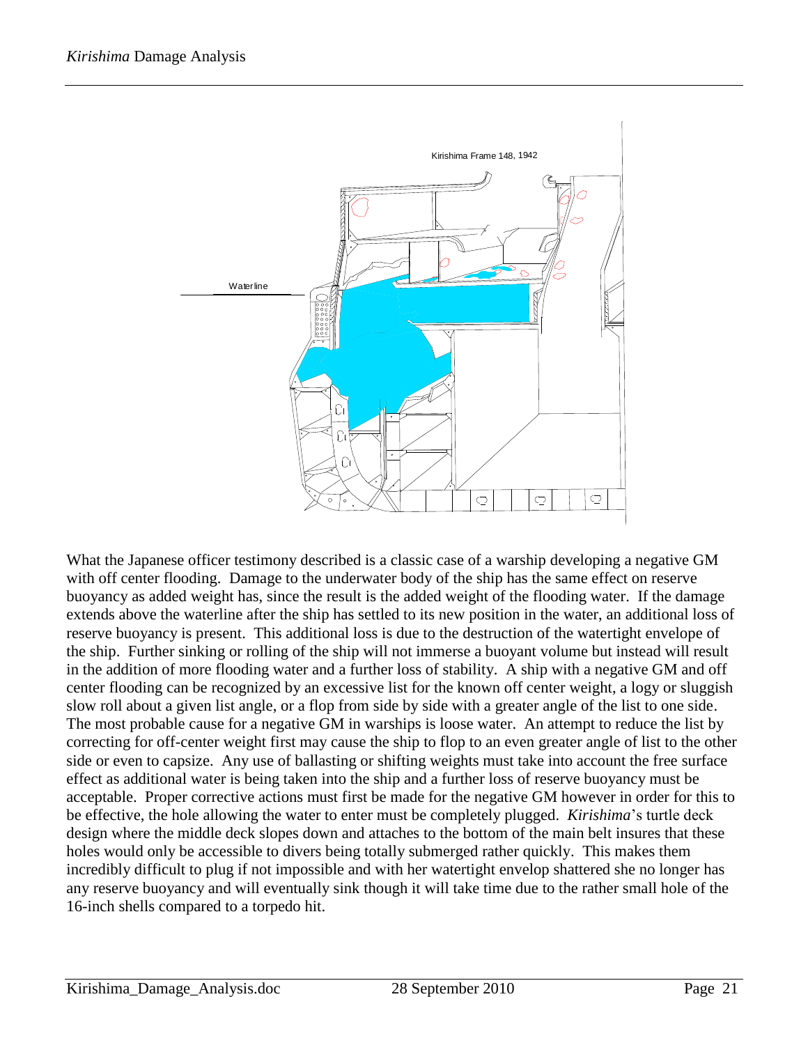Kirishima Frame 148, 1942

Waterline

What the Japanese officer testimony described is a classic case of a warship developing a negative GM with off center flooding. Damage to the underwater body of the ship has the same effect on reserve buoyancy as added weight has, since the result is the added weight of the flooding water. If the damage extends above the waterline after the ship has settled to its new position in the water, an additional loss of reserve buoyancy is present. This additional loss is due to the destruction of the watertight envelope of the ship. Further sinking or rolling of the ship will not immerse a buoyant volume but instead will result in the addition of more flooding water and a further loss of stability. A ship with a negative GM and off center flooding can be recognized by an excessive list for the known off center weight, a logy or sluggish slow roll about a given list angle, or a flop from side by side with a greater angle of the list to one side. The most probable cause for a negative GM in warships is loose water. An attempt to reduce the list by correcting for off-center weight first may cause the ship to flop to an even greater angle of list to the other side or even to capsize. Any use of ballasting or shifting weights must take into account the free surface effect as additional water is being taken into the ship and a further loss of reserve buoyancy must be acceptable. Proper corrective actions must first be made for the negative GM however in order for this to be effective, the hole allowing the water to enter must be completely plugged. *Kirishima*'s turtle deck design where the middle deck slopes down and attaches to the bottom of the main belt insures that these holes would only be accessible to divers being totally submerged rather quickly. This makes them incredibly difficult to plug if not impossible and with her watertight envelop shattered she no longer has any reserve buoyancy and will eventually sink though it will take time due to the rather small hole of the 16-inch shells compared to a torpedo hit.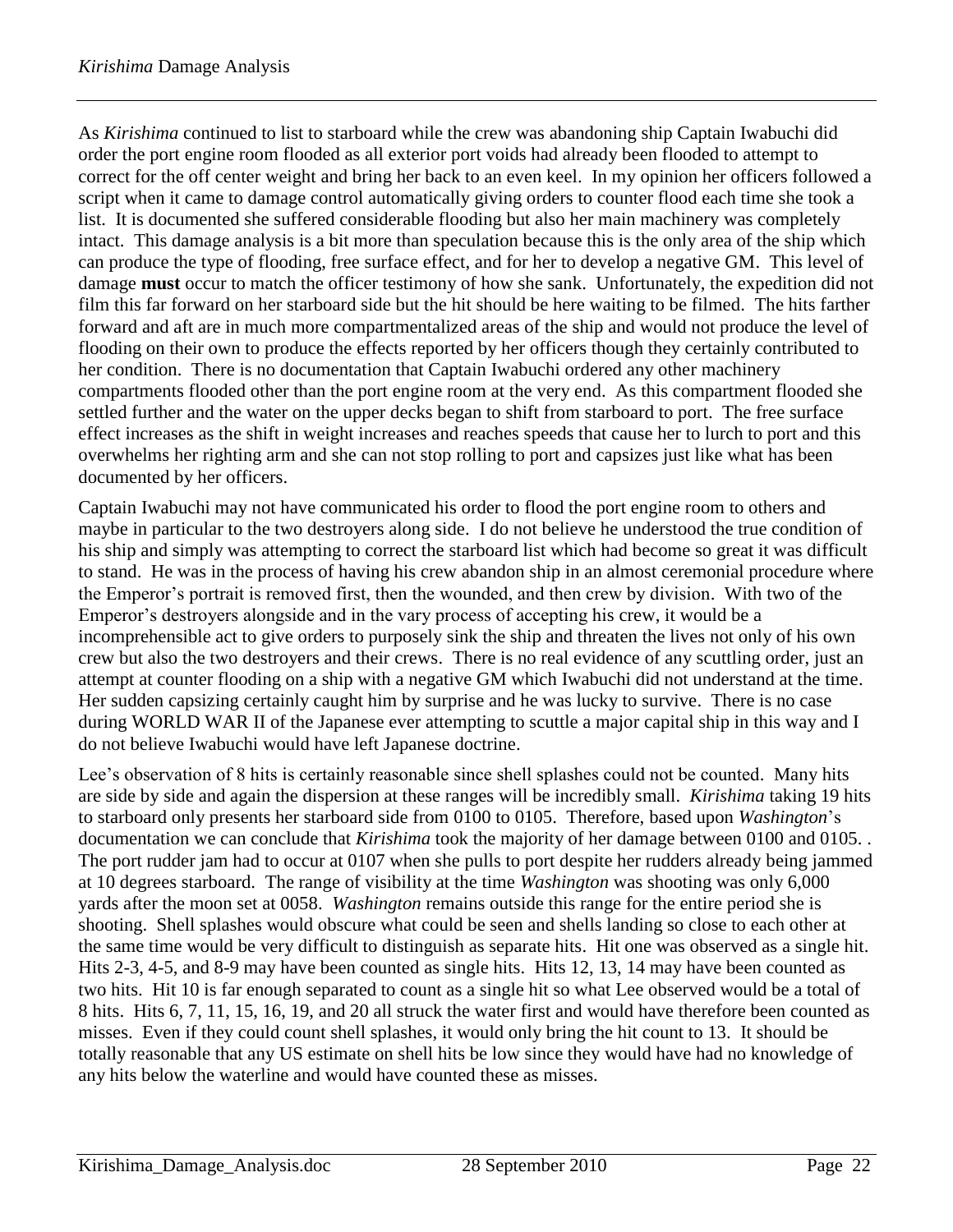As *Kirishima* continued to list to starboard while the crew was abandoning ship Captain Iwabuchi did order the port engine room flooded as all exterior port voids had already been flooded to attempt to correct for the off center weight and bring her back to an even keel. In my opinion her officers followed a script when it came to damage control automatically giving orders to counter flood each time she took a list. It is documented she suffered considerable flooding but also her main machinery was completely intact. This damage analysis is a bit more than speculation because this is the only area of the ship which can produce the type of flooding, free surface effect, and for her to develop a negative GM. This level of damage **must** occur to match the officer testimony of how she sank. Unfortunately, the expedition did not film this far forward on her starboard side but the hit should be here waiting to be filmed. The hits farther forward and aft are in much more compartmentalized areas of the ship and would not produce the level of flooding on their own to produce the effects reported by her officers though they certainly contributed to her condition. There is no documentation that Captain Iwabuchi ordered any other machinery compartments flooded other than the port engine room at the very end. As this compartment flooded she settled further and the water on the upper decks began to shift from starboard to port. The free surface effect increases as the shift in weight increases and reaches speeds that cause her to lurch to port and this overwhelms her righting arm and she can not stop rolling to port and capsizes just like what has been documented by her officers.

Captain Iwabuchi may not have communicated his order to flood the port engine room to others and maybe in particular to the two destroyers along side. I do not believe he understood the true condition of his ship and simply was attempting to correct the starboard list which had become so great it was difficult to stand. He was in the process of having his crew abandon ship in an almost ceremonial procedure where the Emperor's portrait is removed first, then the wounded, and then crew by division. With two of the Emperor's destroyers alongside and in the vary process of accepting his crew, it would be a incomprehensible act to give orders to purposely sink the ship and threaten the lives not only of his own crew but also the two destroyers and their crews. There is no real evidence of any scuttling order, just an attempt at counter flooding on a ship with a negative GM which Iwabuchi did not understand at the time. Her sudden capsizing certainly caught him by surprise and he was lucky to survive. There is no case during WORLD WAR II of the Japanese ever attempting to scuttle a major capital ship in this way and I do not believe Iwabuchi would have left Japanese doctrine.

Lee's observation of 8 hits is certainly reasonable since shell splashes could not be counted. Many hits are side by side and again the dispersion at these ranges will be incredibly small. *Kirishima* taking 19 hits to starboard only presents her starboard side from 0100 to 0105. Therefore, based upon *Washington*'s documentation we can conclude that *Kirishima* took the majority of her damage between 0100 and 0105. . The port rudder jam had to occur at 0107 when she pulls to port despite her rudders already being jammed at 10 degrees starboard. The range of visibility at the time *Washington* was shooting was only 6,000 yards after the moon set at 0058. *Washington* remains outside this range for the entire period she is shooting. Shell splashes would obscure what could be seen and shells landing so close to each other at the same time would be very difficult to distinguish as separate hits. Hit one was observed as a single hit. Hits 2-3, 4-5, and 8-9 may have been counted as single hits. Hits 12, 13, 14 may have been counted as two hits. Hit 10 is far enough separated to count as a single hit so what Lee observed would be a total of 8 hits. Hits 6, 7, 11, 15, 16, 19, and 20 all struck the water first and would have therefore been counted as misses. Even if they could count shell splashes, it would only bring the hit count to 13. It should be totally reasonable that any US estimate on shell hits be low since they would have had no knowledge of any hits below the waterline and would have counted these as misses.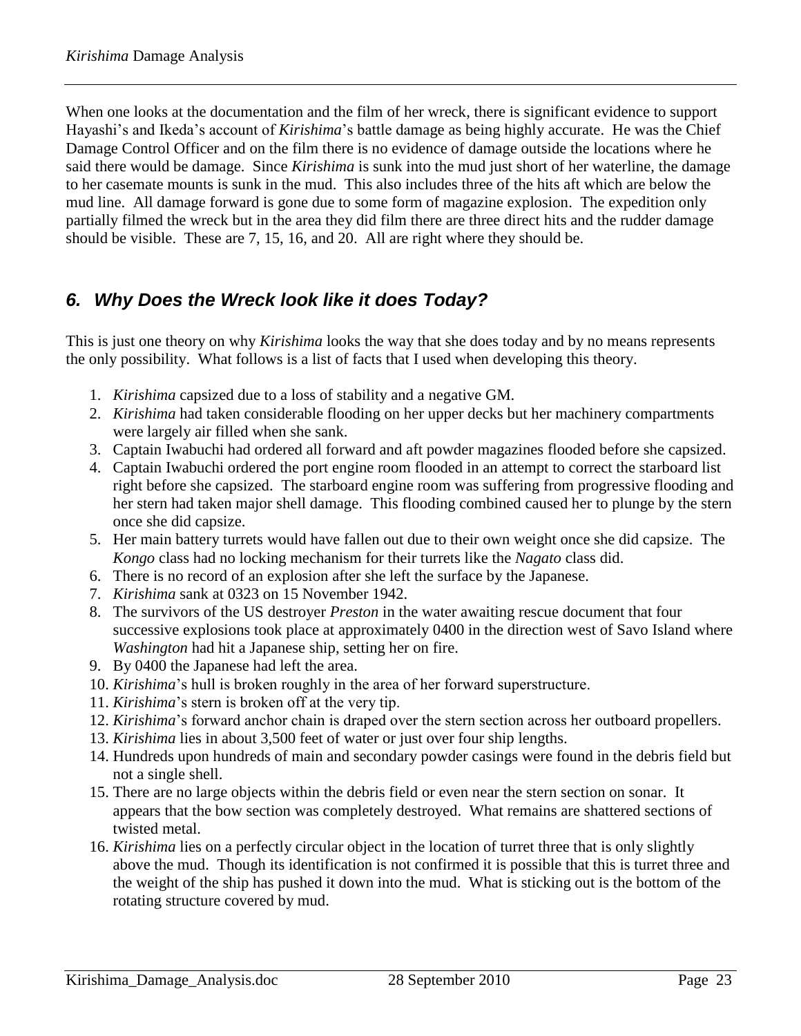When one looks at the documentation and the film of her wreck, there is significant evidence to support Hayashi's and Ikeda's account of *Kirishima*'s battle damage as being highly accurate. He was the Chief Damage Control Officer and on the film there is no evidence of damage outside the locations where he said there would be damage. Since *Kirishima* is sunk into the mud just short of her waterline, the damage to her casemate mounts is sunk in the mud. This also includes three of the hits aft which are below the mud line. All damage forward is gone due to some form of magazine explosion. The expedition only partially filmed the wreck but in the area they did film there are three direct hits and the rudder damage should be visible. These are 7, 15, 16, and 20. All are right where they should be.

## *6. Why Does the Wreck look like it does Today?*

This is just one theory on why *Kirishima* looks the way that she does today and by no means represents the only possibility. What follows is a list of facts that I used when developing this theory.

1. *Kirishima* capsized due to a loss of stability and a negative GM.
2. *Kirishima* had taken considerable flooding on her upper decks but her machinery compartments were largely air filled when she sank.
3. Captain Iwabuchi had ordered all forward and aft powder magazines flooded before she capsized.
4. Captain Iwabuchi ordered the port engine room flooded in an attempt to correct the starboard list right before she capsized. The starboard engine room was suffering from progressive flooding and her stern had taken major shell damage. This flooding combined caused her to plunge by the stern once she did capsize.
5. Her main battery turrets would have fallen out due to their own weight once she did capsize. The *Kongo* class had no locking mechanism for their turrets like the *Nagato* class did.
6. There is no record of an explosion after she left the surface by the Japanese.
7. *Kirishima* sank at 0323 on 15 November 1942.
8. The survivors of the US destroyer *Preston* in the water awaiting rescue document that four successive explosions took place at approximately 0400 in the direction west of Savo Island where *Washington* had hit a Japanese ship, setting her on fire.
9. By 0400 the Japanese had left the area.
10. *Kirishima*'s hull is broken roughly in the area of her forward superstructure.
11. *Kirishima*'s stern is broken off at the very tip.
12. *Kirishima*'s forward anchor chain is draped over the stern section across her outboard propellers.
13. *Kirishima* lies in about 3,500 feet of water or just over four ship lengths.
14. Hundreds upon hundreds of main and secondary powder casings were found in the debris field but not a single shell.
15. There are no large objects within the debris field or even near the stern section on sonar. It appears that the bow section was completely destroyed. What remains are shattered sections of twisted metal.
16. *Kirishima* lies on a perfectly circular object in the location of turret three that is only slightly above the mud. Though its identification is not confirmed it is possible that this is turret three and the weight of the ship has pushed it down into the mud. What is sticking out is the bottom of the rotating structure covered by mud.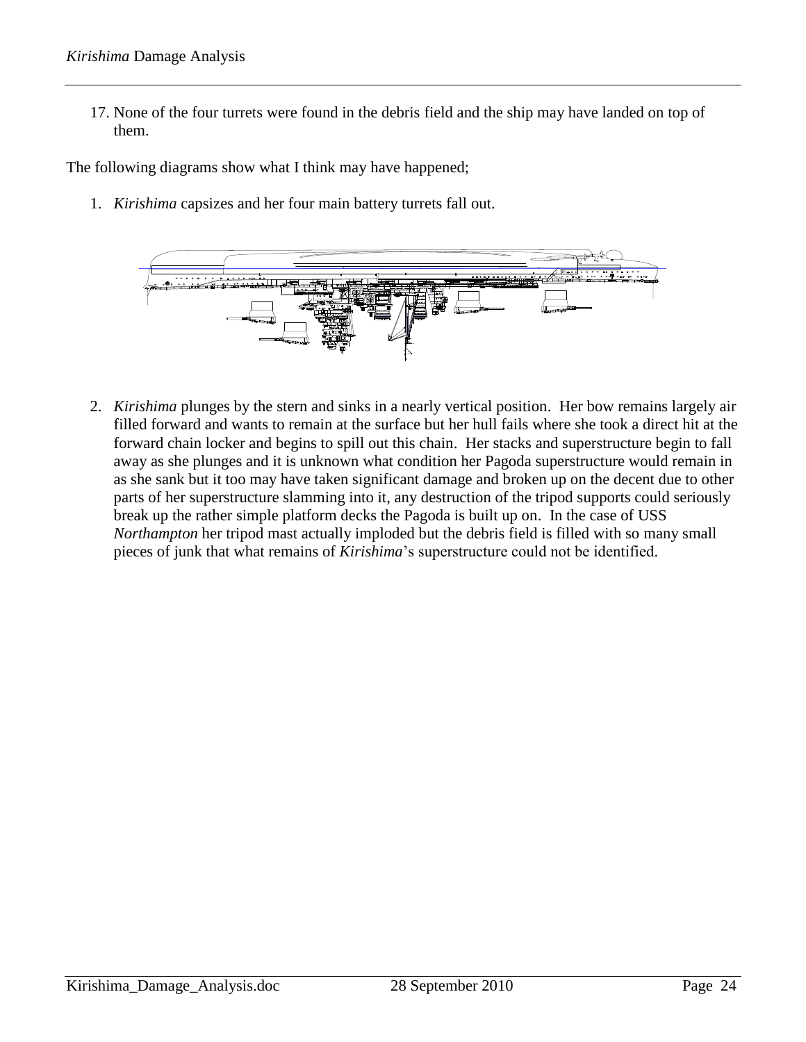17. None of the four turrets were found in the debris field and the ship may have landed on top of them.

The following diagrams show what I think may have happened;

1. *Kirishima* capsizes and her four main battery turrets fall out.

2. *Kirishima* plunges by the stern and sinks in a nearly vertical position. Her bow remains largely air filled forward and wants to remain at the surface but her hull fails where she took a direct hit at the forward chain locker and begins to spill out this chain. Her stacks and superstructure begin to fall away as she plunges and it is unknown what condition her Pagoda superstructure would remain in as she sank but it too may have taken significant damage and broken up on the decent due to other parts of her superstructure slamming into it, any destruction of the tripod supports could seriously break up the rather simple platform decks the Pagoda is built up on. In the case of USS *Northampton* her tripod mast actually imploded but the debris field is filled with so many small pieces of junk that what remains of *Kirishima*'s superstructure could not be identified.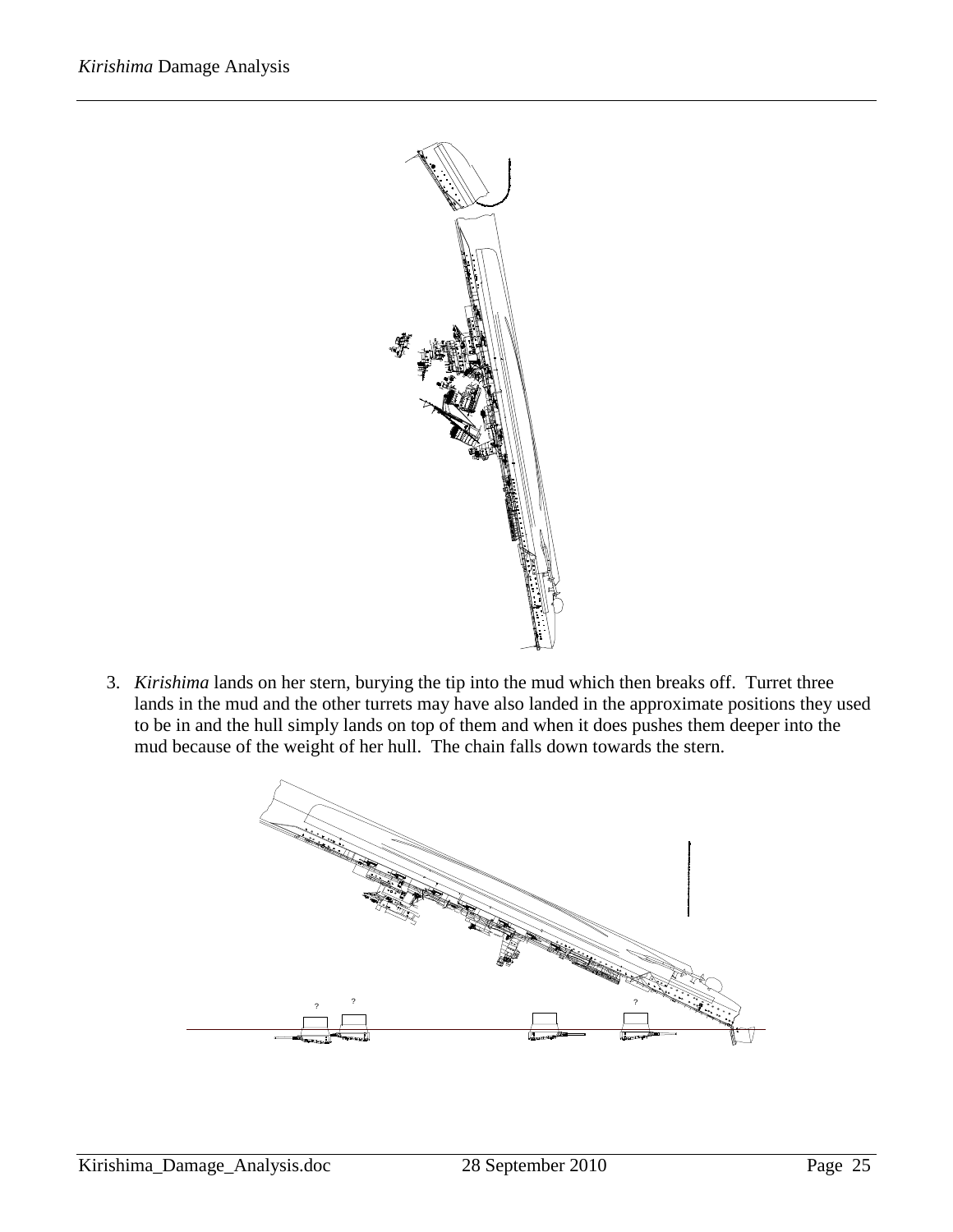3. *Kirishima* lands on her stern, burying the tip into the mud which then breaks off. Turret three lands in the mud and the other turrets may have also landed in the approximate positions they used to be in and the hull simply lands on top of them and when it does pushes them deeper into the mud because of the weight of her hull. The chain falls down towards the stern.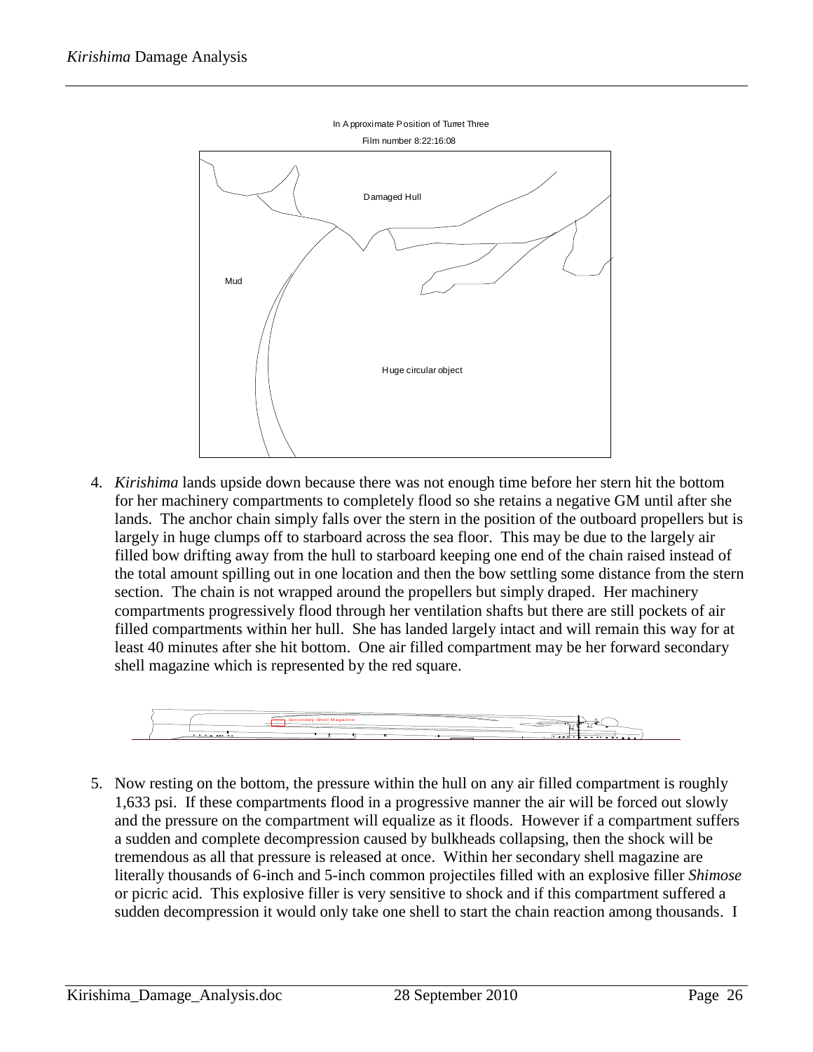In Approximate Position of Turret Three

Film number 8:22:16:08

Damaged Hull

Mud

Huge circular object

4. *Kirishima* lands upside down because there was not enough time before her stern hit the bottom for her machinery compartments to completely flood so she retains a negative GM until after she lands. The anchor chain simply falls over the stern in the position of the outboard propellers but is largely in huge clumps off to starboard across the sea floor. This may be due to the largely air filled bow drifting away from the hull to starboard keeping one end of the chain raised instead of the total amount spilling out in one location and then the bow settling some distance from the stern section. The chain is not wrapped around the propellers but simply draped. Her machinery compartments progressively flood through her ventilation shafts but there are still pockets of air filled compartments within her hull. She has landed largely intact and will remain this way for at least 40 minutes after she hit bottom. One air filled compartment may be her forward secondary shell magazine which is represented by the red square.

Secondary Shell Magazine

5. Now resting on the bottom, the pressure within the hull on any air filled compartment is roughly 1,633 psi. If these compartments flood in a progressive manner the air will be forced out slowly and the pressure on the compartment will equalize as it floods. However if a compartment suffers a sudden and complete decompression caused by bulkheads collapsing, then the shock will be tremendous as all that pressure is released at once. Within her secondary shell magazine are literally thousands of 6-inch and 5-inch common projectiles filled with an explosive filler *Shimose* or picric acid. This explosive filler is very sensitive to shock and if this compartment suffered a sudden decompression it would only take one shell to start the chain reaction among thousands. I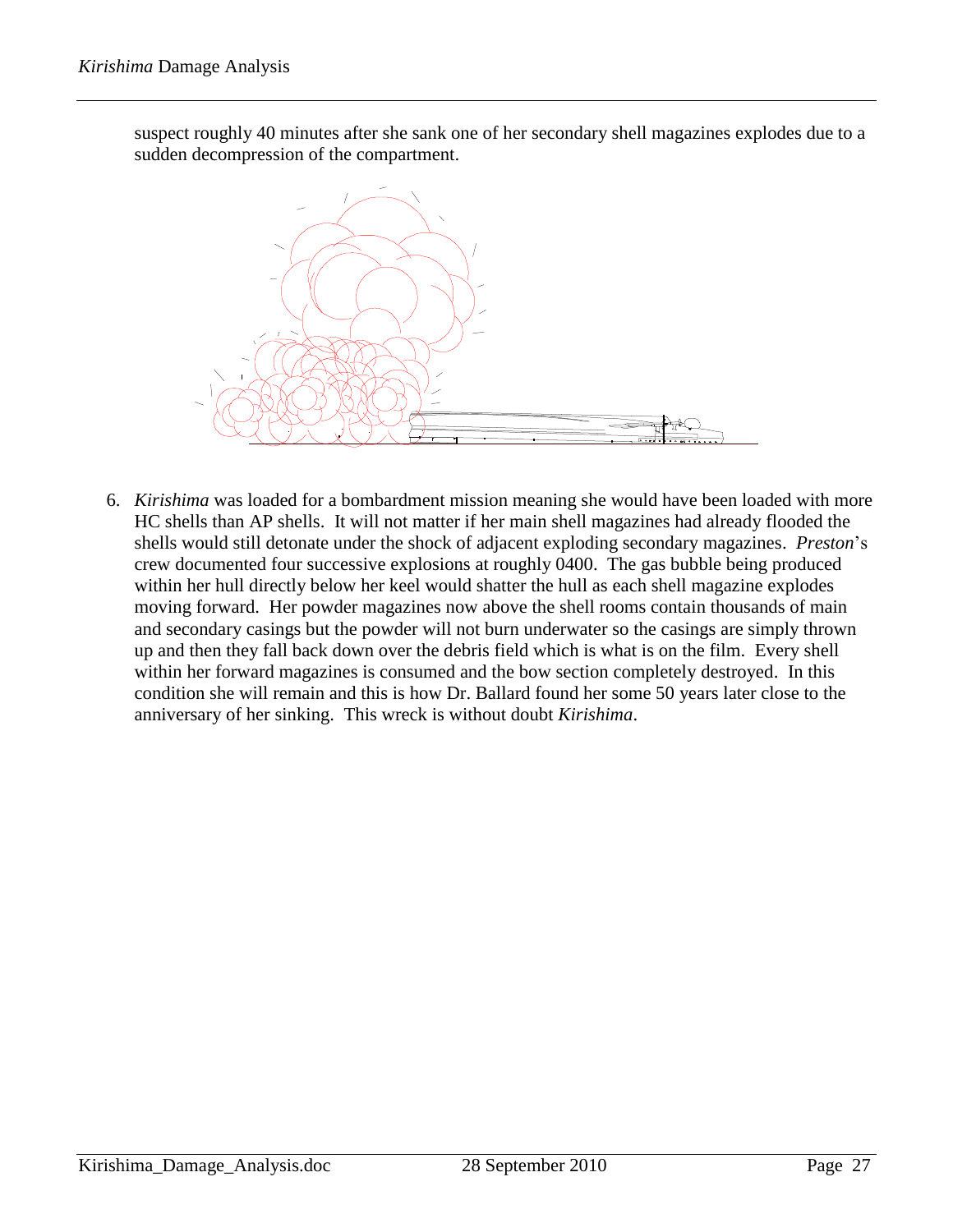suspect roughly 40 minutes after she sank one of her secondary shell magazines explodes due to a sudden decompression of the compartment.

6. *Kirishima* was loaded for a bombardment mission meaning she would have been loaded with more HC shells than AP shells. It will not matter if her main shell magazines had already flooded the shells would still detonate under the shock of adjacent exploding secondary magazines. *Preston*'s crew documented four successive explosions at roughly 0400. The gas bubble being produced within her hull directly below her keel would shatter the hull as each shell magazine explodes moving forward. Her powder magazines now above the shell rooms contain thousands of main and secondary casings but the powder will not burn underwater so the casings are simply thrown up and then they fall back down over the debris field which is what is on the film. Every shell within her forward magazines is consumed and the bow section completely destroyed. In this condition she will remain and this is how Dr. Ballard found her some 50 years later close to the anniversary of her sinking. This wreck is without doubt *Kirishima*.